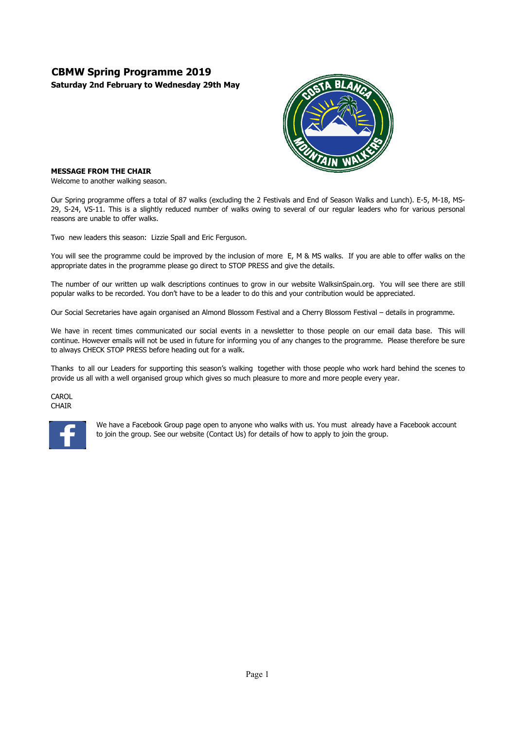# CBMW Spring Programme 2019

**Saturday 2nd February to Wednesday 29th May**

**MESSAGE FROM THE CHAIR**

Welcome to another walking season.

Our Spring programme offers a total of 87 walks (excluding the 2 Festivals and End of Season Walks and Lunch). E-5, M-18, MS-29, S-24, VS-11. This is a slightly reduced number of walks owing to several of our regular leaders who for various personal reasons are unable to offer walks.

Two new leaders this season: Lizzie Spall and Eric Ferguson.

You will see the programme could be improved by the inclusion of more E, M & MS walks. If you are able to offer walks on the appropriate dates in the programme please go direct to STOP PRESS and give the details.

The number of our written up walk descriptions continues to grow in our website WalksinSpain.org. You will see there are still popular walks to be recorded. You don't have to be a leader to do this and your contribution would be appreciated.

Our Social Secretaries have again organised an Almond Blossom Festival and a Cherry Blossom Festival – details in programme.

We have in recent times communicated our social events in a newsletter to those people on our email data base. This will continue. However emails will not be used in future for informing you of any changes to the programme. Please therefore be sure to always CHECK STOP PRESS before heading out for a walk.

Thanks to all our Leaders for supporting this season's walking together with those people who work hard behind the scenes to provide us all with a well organised group which gives so much pleasure to more and more people every year.

CAROL
CHAIR

We have a Facebook Group page open to anyone who walks with us. You must already have a Facebook account to join the group. See our website (Contact Us) for details of how to apply to join the group.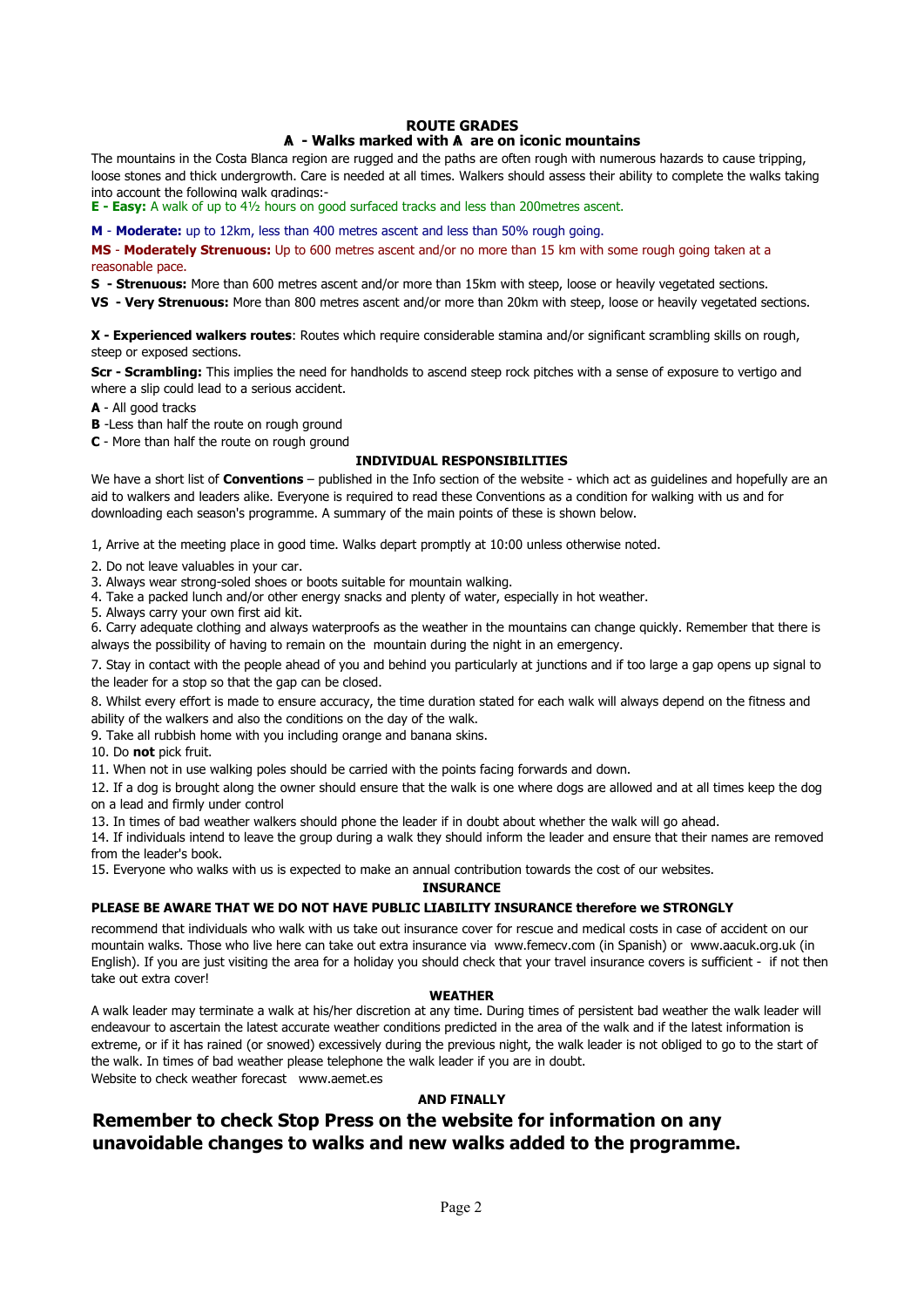## ROUTE GRADES

### 𝐀 - Walks marked with 𝐀 are on iconic mountains

The mountains in the Costa Blanca region are rugged and the paths are often rough with numerous hazards to cause tripping, loose stones and thick undergrowth. Care is needed at all times. Walkers should assess their ability to complete the walks taking into account the following walk gradings:-

**E - Easy:** A walk of up to 4½ hours on good surfaced tracks and less than 200metres ascent.

**M** - **Moderate:** up to 12km, less than 400 metres ascent and less than 50% rough going.

**MS** - **Moderately Strenuous:** Up to 600 metres ascent and/or no more than 15 km with some rough going taken at a reasonable pace.

**S - Strenuous:** More than 600 metres ascent and/or more than 15km with steep, loose or heavily vegetated sections.

**VS - Very Strenuous:** More than 800 metres ascent and/or more than 20km with steep, loose or heavily vegetated sections.

**X - Experienced walkers routes**: Routes which require considerable stamina and/or significant scrambling skills on rough, steep or exposed sections.

**Scr - Scrambling:** This implies the need for handholds to ascend steep rock pitches with a sense of exposure to vertigo and where a slip could lead to a serious accident.

**A** - All good tracks

**B** -Less than half the route on rough ground

**C** - More than half the route on rough ground

## INDIVIDUAL RESPONSIBILITIES

We have a short list of **Conventions** – published in the Info section of the website - which act as guidelines and hopefully are an aid to walkers and leaders alike. Everyone is required to read these Conventions as a condition for walking with us and for downloading each season's programme. A summary of the main points of these is shown below.

1, Arrive at the meeting place in good time. Walks depart promptly at 10:00 unless otherwise noted.

2. Do not leave valuables in your car.
3. Always wear strong-soled shoes or boots suitable for mountain walking.
4. Take a packed lunch and/or other energy snacks and plenty of water, especially in hot weather.
5. Always carry your own first aid kit.
6. Carry adequate clothing and always waterproofs as the weather in the mountains can change quickly. Remember that there is always the possibility of having to remain on the mountain during the night in an emergency.
7. Stay in contact with the people ahead of you and behind you particularly at junctions and if too large a gap opens up signal to the leader for a stop so that the gap can be closed.
8. Whilst every effort is made to ensure accuracy, the time duration stated for each walk will always depend on the fitness and ability of the walkers and also the conditions on the day of the walk.
9. Take all rubbish home with you including orange and banana skins.
10. Do **not** pick fruit.
11. When not in use walking poles should be carried with the points facing forwards and down.
12. If a dog is brought along the owner should ensure that the walk is one where dogs are allowed and at all times keep the dog on a lead and firmly under control
13. In times of bad weather walkers should phone the leader if in doubt about whether the walk will go ahead.
14. If individuals intend to leave the group during a walk they should inform the leader and ensure that their names are removed from the leader's book.
15. Everyone who walks with us is expected to make an annual contribution towards the cost of our websites.

## INSURANCE

**PLEASE BE AWARE THAT WE DO NOT HAVE PUBLIC LIABILITY INSURANCE therefore we STRONGLY** recommend that individuals who walk with us take out insurance cover for rescue and medical costs in case of accident on our mountain walks. Those who live here can take out extra insurance via www.femecv.com (in Spanish) or www.aacuk.org.uk (in English). If you are just visiting the area for a holiday you should check that your travel insurance covers is sufficient - if not then take out extra cover!

## WEATHER

A walk leader may terminate a walk at his/her discretion at any time. During times of persistent bad weather the walk leader will endeavour to ascertain the latest accurate weather conditions predicted in the area of the walk and if the latest information is extreme, or if it has rained (or snowed) excessively during the previous night, the walk leader is not obliged to go to the start of the walk. In times of bad weather please telephone the walk leader if you are in doubt.

Website to check weather forecast www.aemet.es

## AND FINALLY

# Remember to check Stop Press on the website for information on any unavoidable changes to walks and new walks added to the programme.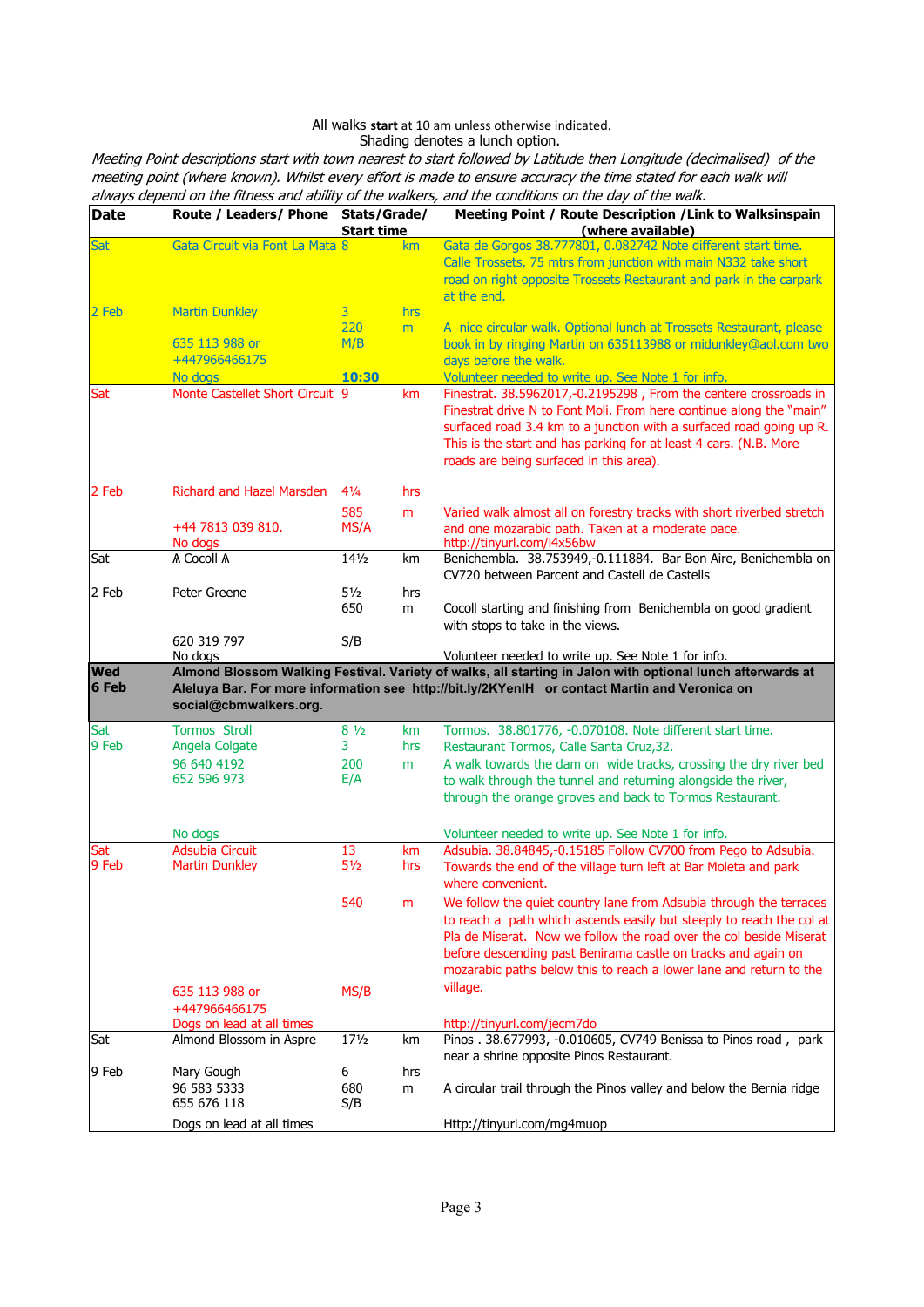All walks **start** at 10 am unless otherwise indicated.
Shading denotes a lunch option.

*Meeting Point descriptions start with town nearest to start followed by Latitude then Longitude (decimalised) of the meeting point (where known). Whilst every effort is made to ensure accuracy the time stated for each walk will always depend on the fitness and ability of the walkers, and the conditions on the day of the walk.*

| Date | Route / Leaders/ Phone | Stats/Grade/ Start time | | Meeting Point / Route Description /Link to Walksinspain (where available) |
|---|---|---|---|---|
| Sat 2 Feb | Gata Circuit via Font La Mata<br>Martin Dunkley<br>635 113 988 or +447966466175<br>No dogs | 8<br>3<br>220<br>M/B<br>**10:30** | km<br>hrs<br>m | Gata de Gorgos 38.777801, 0.082742 Note different start time. Calle Trossets, 75 mtrs from junction with main N332 take short road on right opposite Trossets Restaurant and park in the carpark at the end.<br>A nice circular walk. Optional lunch at Trossets Restaurant, please book in by ringing Martin on 635113988 or midunkley@aol.com two days before the walk.<br>Volunteer needed to write up. See Note 1 for info. |
| Sat 2 Feb | Monte Castellet Short Circuit<br>Richard and Hazel Marsden<br>+44 7813 039 810.<br>No dogs | 9<br>4¼<br>585<br>MS/A | km<br>hrs<br>m | Finestrat. 38.5962017,-0.2195298 , From the centere crossroads in Finestrat drive N to Font Moli. From here continue along the "main" surfaced road 3.4 km to a junction with a surfaced road going up R. This is the start and has parking for at least 4 cars. (N.B. More roads are being surfaced in this area).<br>Varied walk almost all on forestry tracks with short riverbed stretch and one mozarabic path. Taken at a moderate pace.<br>http://tinyurl.com/l4x56bw |
| Sat 2 Feb | ⩚ Cocoll ⩚<br>Peter Greene<br>620 319 797<br>No dogs | 14½<br>5½<br>650<br>S/B | km<br>hrs<br>m | Benichembla. 38.753949,-0.111884. Bar Bon Aire, Benichembla on CV720 between Parcent and Castell de Castells<br>Cocoll starting and finishing from Benichembla on good gradient with stops to take in the views.<br>Volunteer needed to write up. See Note 1 for info. |
| **Wed 6 Feb** | **Almond Blossom Walking Festival. Variety of walks, all starting in Jalon with optional lunch afterwards at Aleluya Bar. For more information see http://bit.ly/2KYenlH or contact Martin and Veronica on social@cbmwalkers.org.** | | | |
| Sat 9 Feb | Tormos Stroll<br>Angela Colgate<br>96 640 4192<br>652 596 973<br>No dogs | 8 ½<br>3<br>200<br>E/A | km<br>hrs<br>m | Tormos. 38.801776, -0.070108. Note different start time.<br>Restaurant Tormos, Calle Santa Cruz,32.<br>A walk towards the dam on wide tracks, crossing the dry river bed to walk through the tunnel and returning alongside the river, through the orange groves and back to Tormos Restaurant.<br>Volunteer needed to write up. See Note 1 for info. |
| Sat 9 Feb | Adsubia Circuit<br>Martin Dunkley<br>635 113 988 or +447966466175<br>Dogs on lead at all times | 13<br>5½<br>540<br>MS/B | km<br>hrs<br>m | Adsubia. 38.84845,-0.15185 Follow CV700 from Pego to Adsubia. Towards the end of the village turn left at Bar Moleta and park where convenient.<br>We follow the quiet country lane from Adsubia through the terraces to reach a path which ascends easily but steeply to reach the col at Pla de Miserat. Now we follow the road over the col beside Miserat before descending past Benirama castle on tracks and again on mozarabic paths below this to reach a lower lane and return to the village.<br>http://tinyurl.com/jecm7do |
| Sat 9 Feb | Almond Blossom in Aspre<br>Mary Gough<br>96 583 5333<br>655 676 118<br>Dogs on lead at all times | 17½<br>6<br>680<br>S/B | km<br>hrs<br>m | Pinos . 38.677993, -0.010605, CV749 Benissa to Pinos road , park near a shrine opposite Pinos Restaurant.<br>A circular trail through the Pinos valley and below the Bernia ridge<br>Http://tinyurl.com/mg4muop |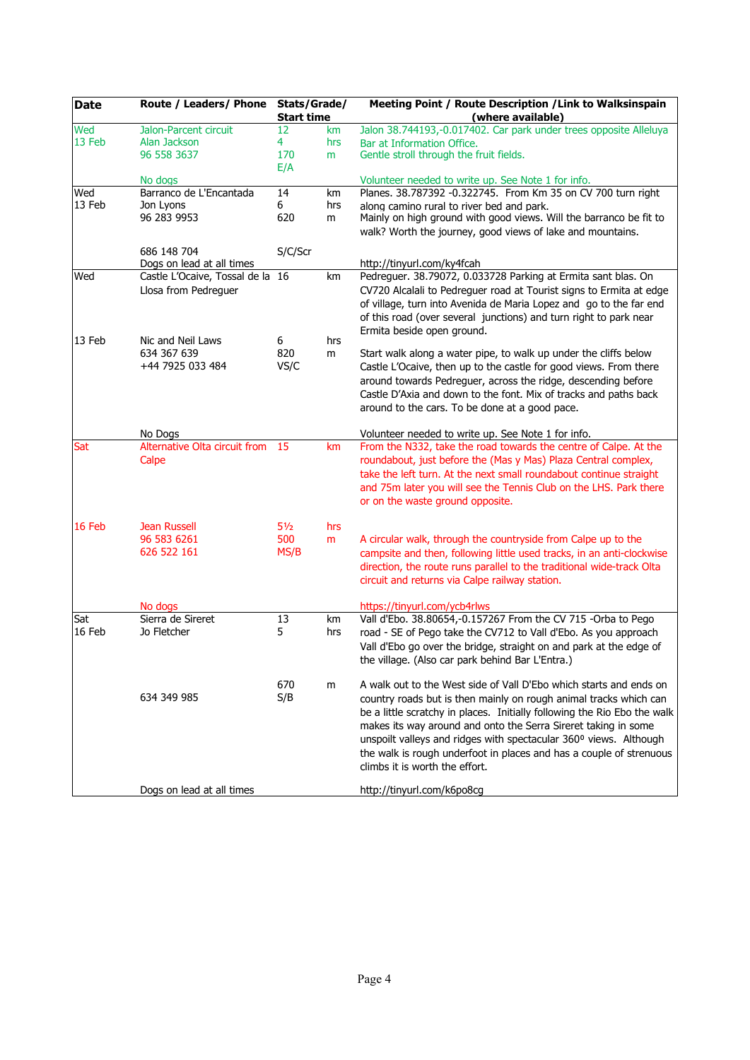| Date | Route / Leaders/ Phone | Stats/Grade/ Start time | | Meeting Point / Route Description /Link to Walksinspain (where available) |
|---|---|---|---|---|
| Wed 13 Feb | Jalon-Parcent circuit<br>Alan Jackson<br>96 558 3637<br><br>No dogs | 12<br>4<br>170<br>E/A | km<br>hrs<br>m | Jalon 38.744193,-0.017402. Car park under trees opposite Alleluya Bar at Information Office.<br>Gentle stroll through the fruit fields.<br><br>Volunteer needed to write up. See Note 1 for info. |
| Wed 13 Feb | Barranco de L'Encantada<br>Jon Lyons<br>96 283 9953<br><br>686 148 704<br>Dogs on lead at all times | 14<br>6<br>620<br><br>S/C/Scr | km<br>hrs<br>m | Planes. 38.787392 -0.322745. From Km 35 on CV 700 turn right along camino rural to river bed and park.<br>Mainly on high ground with good views. Will the barranco be fit to walk? Worth the journey, good views of lake and mountains.<br><br>http://tinyurl.com/ky4fcah |
| Wed<br><br>13 Feb | Castle L'Ocaive, Tossal de la Llosa from Pedreguer<br><br>Nic and Neil Laws<br>634 367 639<br>+44 7925 033 484<br><br>No Dogs | 16<br><br>6<br>820<br>VS/C | km<br><br>hrs<br>m | Pedreguer. 38.79072, 0.033728 Parking at Ermita sant blas. On CV720 Alcalali to Pedreguer road at Tourist signs to Ermita at edge of village, turn into Avenida de Maria Lopez and go to the far end of this road (over several junctions) and turn right to park near Ermita beside open ground.<br><br>Start walk along a water pipe, to walk up under the cliffs below Castle L'Ocaive, then up to the castle for good views. From there around towards Pedreguer, across the ridge, descending before Castle D'Axia and down to the font. Mix of tracks and paths back around to the cars. To be done at a good pace.<br><br>Volunteer needed to write up. See Note 1 for info. |
| Sat<br><br>16 Feb | Alternative Olta circuit from Calpe<br><br>Jean Russell<br>96 583 6261<br>626 522 161<br><br>No dogs | 15<br><br>5½<br>500<br>MS/B | km<br><br>hrs<br>m | From the N332, take the road towards the centre of Calpe. At the roundabout, just before the (Mas y Mas) Plaza Central complex, take the left turn. At the next small roundabout continue straight and 75m later you will see the Tennis Club on the LHS. Park there or on the waste ground opposite.<br><br>A circular walk, through the countryside from Calpe up to the campsite and then, following little used tracks, in an anti-clockwise direction, the route runs parallel to the traditional wide-track Olta circuit and returns via Calpe railway station.<br><br>https://tinyurl.com/ycb4rlws |
| Sat 16 Feb | Sierra de Sireret<br>Jo Fletcher<br><br>634 349 985<br><br>Dogs on lead at all times | 13<br>5<br><br>670<br>S/B | km<br>hrs<br><br>m | Vall d'Ebo. 38.80654,-0.157267 From the CV 715 -Orba to Pego road - SE of Pego take the CV712 to Vall d'Ebo. As you approach Vall d'Ebo go over the bridge, straight on and park at the edge of the village. (Also car park behind Bar L'Entra.)<br><br>A walk out to the West side of Vall D'Ebo which starts and ends on country roads but is then mainly on rough animal tracks which can be a little scratchy in places. Initially following the Rio Ebo the walk makes its way around and onto the Serra Sireret taking in some unspoilt valleys and ridges with spectacular 360º views. Although the walk is rough underfoot in places and has a couple of strenuous climbs it is worth the effort.<br><br>http://tinyurl.com/k6po8cg |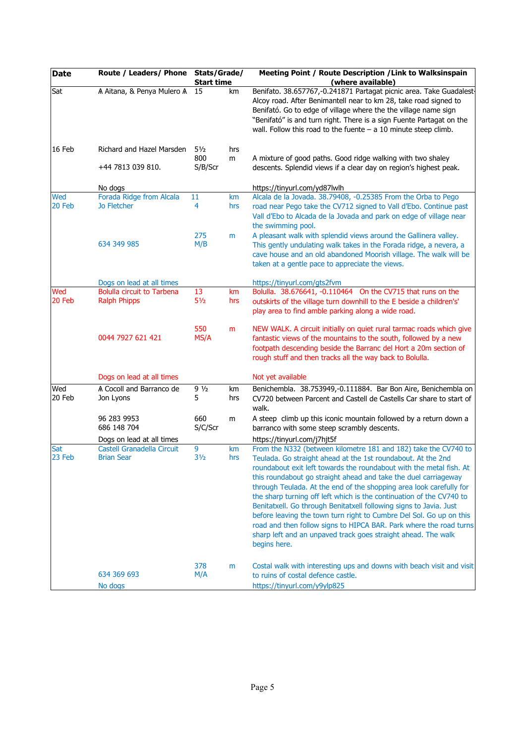| Date | Route / Leaders/ Phone | Stats/Grade/ Start time | | Meeting Point / Route Description /Link to Walksinspain (where available) |
|---|---|---|---|---|
| Sat 16 Feb | ⩚ Aitana, & Penya Mulero ⩚ Richard and Hazel Marsden +44 7813 039 810. No dogs | 15 5½ 800 S/B/Scr | km hrs m | Benifato. 38.657767,-0.241871 Partagat picnic area. Take Guadalest-Alcoy road. After Benimantell near to km 28, take road signed to Benifató. Go to edge of village where the the village name sign "Benifató" is and turn right. There is a sign Fuente Partagat on the wall. Follow this road to the fuente – a 10 minute steep climb. A mixture of good paths. Good ridge walking with two shaley descents. Splendid views if a clear day on region's highest peak. https://tinyurl.com/yd87lwlh |
| Wed 20 Feb | Forada Ridge from Alcala Jo Fletcher 634 349 985 Dogs on lead at all times | 11 4 275 M/B | km hrs m | Alcala de la Jovada. 38.79408, -0.25385 From the Orba to Pego road near Pego take the CV712 signed to Vall d'Ebo. Continue past Vall d'Ebo to Alcada de la Jovada and park on edge of village near the swimming pool. A pleasant walk with splendid views around the Gallinera valley. This gently undulating walk takes in the Forada ridge, a nevera, a cave house and an old abandoned Moorish village. The walk will be taken at a gentle pace to appreciate the views. https://tinyurl.com/gts2fvm |
| Wed 20 Feb | Bolulla circuit to Tarbena Ralph Phipps 0044 7927 621 421 Dogs on lead at all times | 13 5½ 550 MS/A | km hrs m | Bolulla. 38.676641, -0.110464 On the CV715 that runs on the outskirts of the village turn downhill to the E beside a children's' play area to find amble parking along a wide road. NEW WALK. A circuit initially on quiet rural tarmac roads which give fantastic views of the mountains to the south, followed by a new footpath descending beside the Barranc del Hort a 20m section of rough stuff and then tracks all the way back to Bolulla. Not yet available |
| Wed 20 Feb | ⩚ Cocoll and Barranco de Jon Lyons 96 283 9953 686 148 704 Dogs on lead at all times | 9 ½ 5 660 S/C/Scr | km hrs m | Benichembla. 38.753949,-0.111884. Bar Bon Aire, Benichembla on CV720 between Parcent and Castell de Castells Car share to start of walk. A steep climb up this iconic mountain followed by a return down a barranco with some steep scrambly descents. https://tinyurl.com/j7hjt5f |
| Sat 23 Feb | Castell Granadella Circuit Brian Sear 634 369 693 No dogs | 9 3½ 378 M/A | km hrs m | From the N332 (between kilometre 181 and 182) take the CV740 to Teulada. Go straight ahead at the 1st roundabout. At the 2nd roundabout exit left towards the roundabout with the metal fish. At this roundabout go straight ahead and take the duel carriageway through Teulada. At the end of the shopping area look carefully for the sharp turning off left which is the continuation of the CV740 to Benitatxell. Go through Benitatxell following signs to Javia. Just before leaving the town turn right to Cumbre Del Sol. Go up on this road and then follow signs to HIPCA BAR. Park where the road turns sharp left and an unpaved track goes straight ahead. The walk begins here. Costal walk with interesting ups and downs with beach visit and visit to ruins of costal defence castle. https://tinyurl.com/y9ylp825 |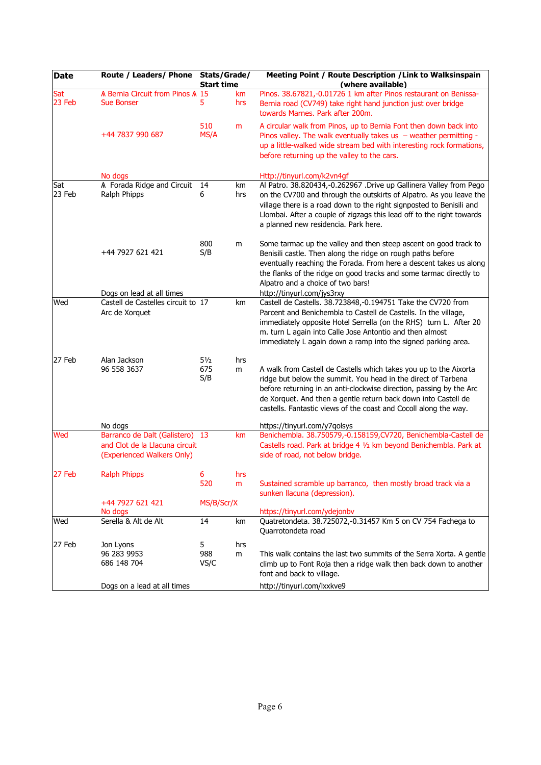| Date | Route / Leaders/ Phone | Stats/Grade/ Start time | | Meeting Point / Route Description /Link to Walksinspain (where available) |
|---|---|---|---|---|
| Sat 23 Feb | ₳ Bernia Circuit from Pinos ₳ Sue Bonser +44 7837 990 687 No dogs | 15 5 510 MS/A | km hrs m | Pinos. 38.67821,-0.01726 1 km after Pinos restaurant on Benissa-Bernia road (CV749) take right hand junction just over bridge towards Marnes. Park after 200m. A circular walk from Pinos, up to Bernia Font then down back into Pinos valley. The walk eventually takes us – weather permitting - up a little-walked wide stream bed with interesting rock formations, before returning up the valley to the cars. Http://tinyurl.com/k2vn4gf |
| Sat 23 Feb | ₳ Forada Ridge and Circuit Ralph Phipps +44 7927 621 421 Dogs on lead at all times | 14 6 800 S/B | km hrs m | Al Patro. 38.820434,-0.262967 .Drive up Gallinera Valley from Pego on the CV700 and through the outskirts of Alpatro. As you leave the village there is a road down to the right signposted to Benisili and Llombai. After a couple of zigzags this lead off to the right towards a planned new residencia. Park here. Some tarmac up the valley and then steep ascent on good track to Benisili castle. Then along the ridge on rough paths before eventually reaching the Forada. From here a descent takes us along the flanks of the ridge on good tracks and some tarmac directly to Alpatro and a choice of two bars! http://tinyurl.com/jys3rxy |
| Wed 27 Feb | Castell de Castelles circuit to Arc de Xorquet Alan Jackson 96 558 3637 No dogs | 17 5½ 675 S/B | km hrs m | Castell de Castells. 38.723848,-0.194751 Take the CV720 from Parcent and Benichembla to Castell de Castells. In the village, immediately opposite Hotel Serrella (on the RHS) turn L. After 20 m. turn L again into Calle Jose Antontio and then almost immediately L again down a ramp into the signed parking area. A walk from Castell de Castells which takes you up to the Aixorta ridge but below the summit. You head in the direct of Tarbena before returning in an anti-clockwise direction, passing by the Arc de Xorquet. And then a gentle return back down into Castell de castells. Fantastic views of the coast and Cocoll along the way. https://tinyurl.com/y7qolsys |
| Wed 27 Feb | Barranco de Dalt (Galistero) and Clot de la Llacuna circuit (Experienced Walkers Only) Ralph Phipps +44 7927 621 421 No dogs | 13 6 520 MS/B/Scr/X | km hrs m | Benichembla. 38.750579,-0.158159,CV720, Benichembla-Castell de Castells road. Park at bridge 4 ½ km beyond Benichembla. Park at side of road, not below bridge. Sustained scramble up barranco, then mostly broad track via a sunken llacuna (depression). https://tinyurl.com/ydejonbv |
| Wed 27 Feb | Serella & Alt de Alt Jon Lyons 96 283 9953 686 148 704 Dogs on a lead at all times | 14 5 988 VS/C | km hrs m | Quatretondeta. 38.725072,-0.31457 Km 5 on CV 754 Fachega to Quarrotondeta road This walk contains the last two summits of the Serra Xorta. A gentle climb up to Font Roja then a ridge walk then back down to another font and back to village. http://tinyurl.com/lxxkve9 |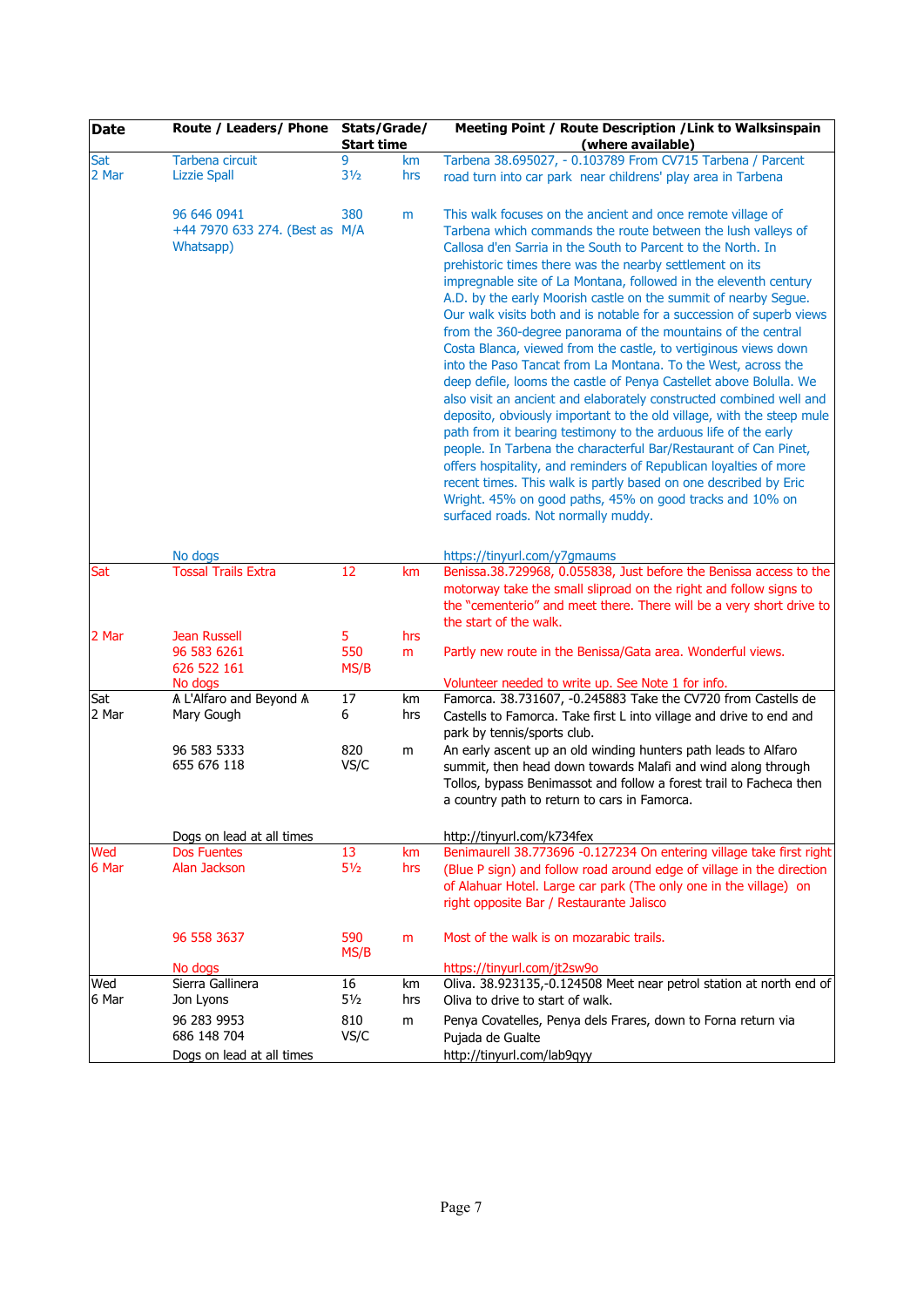| Date | Route / Leaders/ Phone | Stats/Grade/ Start time | | Meeting Point / Route Description /Link to Walksinspain (where available) |
|---|---|---|---|---|
| Sat 2 Mar | Tarbena circuit<br>Lizzie Spall<br><br>96 646 0941<br>+44 7970 633 274. (Best as Whatsapp)<br><br>No dogs | 9<br>3½<br><br>380<br>M/A | km<br>hrs<br><br>m | Tarbena 38.695027, - 0.103789 From CV715 Tarbena / Parcent road turn into car park near childrens' play area in Tarbena<br><br>This walk focuses on the ancient and once remote village of Tarbena which commands the route between the lush valleys of Callosa d'en Sarria in the South to Parcent to the North. In prehistoric times there was the nearby settlement on its impregnable site of La Montana, followed in the eleventh century A.D. by the early Moorish castle on the summit of nearby Segue. Our walk visits both and is notable for a succession of superb views from the 360-degree panorama of the mountains of the central Costa Blanca, viewed from the castle, to vertiginous views down into the Paso Tancat from La Montana. To the West, across the deep defile, looms the castle of Penya Castellet above Bolulla. We also visit an ancient and elaborately constructed combined well and deposito, obviously important to the old village, with the steep mule path from it bearing testimony to the arduous life of the early people. In Tarbena the characterful Bar/Restaurant of Can Pinet, offers hospitality, and reminders of Republican loyalties of more recent times. This walk is partly based on one described by Eric Wright. 45% on good paths, 45% on good tracks and 10% on surfaced roads. Not normally muddy.<br><br>https://tinyurl.com/y7gmaums |
| Sat<br><br>2 Mar | Tossal Trails Extra<br><br>Jean Russell<br>96 583 6261<br>626 522 161<br>No dogs | 12<br><br>5<br>550<br>MS/B | km<br><br>hrs<br>m | Benissa.38.729968, 0.055838, Just before the Benissa access to the motorway take the small sliproad on the right and follow signs to the "cementerio" and meet there. There will be a very short drive to the start of the walk.<br><br>Partly new route in the Benissa/Gata area. Wonderful views.<br><br>Volunteer needed to write up. See Note 1 for info. |
| Sat 2 Mar | ⩓ L'Alfaro and Beyond ⩓<br>Mary Gough<br><br>96 583 5333<br>655 676 118<br><br>Dogs on lead at all times | 17<br>6<br><br>820<br>VS/C | km<br>hrs<br><br>m | Famorca. 38.731607, -0.245883 Take the CV720 from Castells de Castells to Famorca. Take first L into village and drive to end and park by tennis/sports club.<br>An early ascent up an old winding hunters path leads to Alfaro summit, then head down towards Malafi and wind along through Tollos, bypass Benimassot and follow a forest trail to Facheca then a country path to return to cars in Famorca.<br><br>http://tinyurl.com/k734fex |
| Wed 6 Mar | Dos Fuentes<br>Alan Jackson<br><br>96 558 3637<br><br>No dogs | 13<br>5½<br><br>590<br>MS/B | km<br>hrs<br><br>m | Benimaurell 38.773696 -0.127234 On entering village take first right (Blue P sign) and follow road around edge of village in the direction of Alahuar Hotel. Large car park (The only one in the village) on right opposite Bar / Restaurante Jalisco<br><br>Most of the walk is on mozarabic trails.<br><br>https://tinyurl.com/jt2sw9o |
| Wed 6 Mar | Sierra Gallinera<br>Jon Lyons<br>96 283 9953<br>686 148 704<br>Dogs on lead at all times | 16<br>5½<br>810<br>VS/C | km<br>hrs<br>m | Oliva. 38.923135,-0.124508 Meet near petrol station at north end of Oliva to drive to start of walk.<br>Penya Covatelles, Penya dels Frares, down to Forna return via Pujada de Gualte<br>http://tinyurl.com/lab9qyy |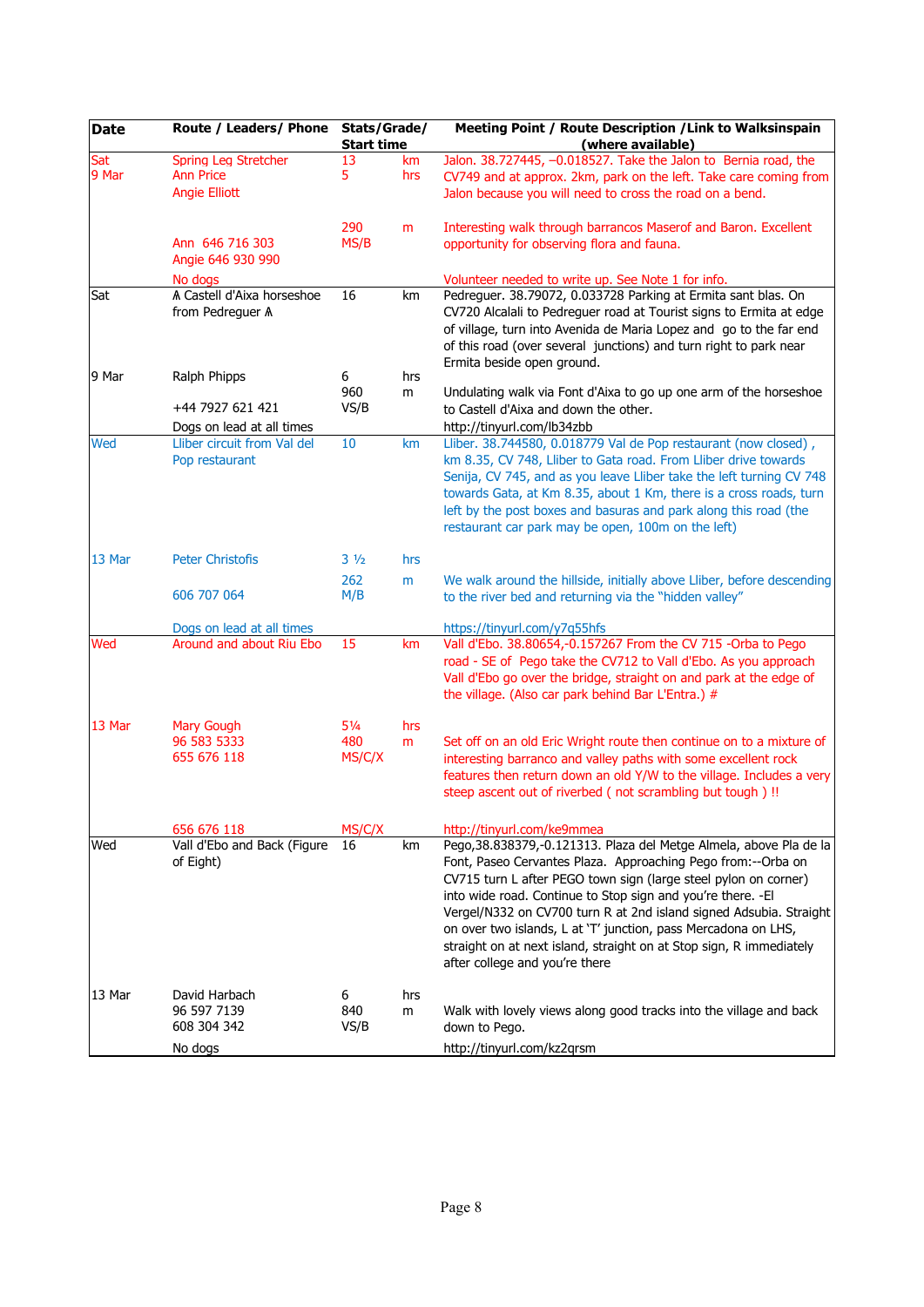| Date | Route / Leaders/ Phone | Stats/Grade/ Start time | | Meeting Point / Route Description /Link to Walksinspain (where available) |
|---|---|---|---|---|
| Sat<br>9 Mar | Spring Leg Stretcher<br>Ann Price<br>Angie Elliott<br><br>Ann 646 716 303<br>Angie 646 930 990<br><br>No dogs | 13<br>5<br><br>290<br>MS/B | km<br>hrs<br><br>m | Jalon. 38.727445, −0.018527. Take the Jalon to Bernia road, the CV749 and at approx. 2km, park on the left. Take care coming from Jalon because you will need to cross the road on a bend.<br><br>Interesting walk through barrancos Maserof and Baron. Excellent opportunity for observing flora and fauna.<br><br>Volunteer needed to write up. See Note 1 for info. |
| Sat<br><br>9 Mar | ⩓ Castell d'Aixa horseshoe from Pedreguer ⩓<br><br>Ralph Phipps<br><br>+44 7927 621 421<br>Dogs on lead at all times | 16<br><br>6<br>960<br>VS/B | km<br><br>hrs<br>m | Pedreguer. 38.79072, 0.033728 Parking at Ermita sant blas. On CV720 Alcalali to Pedreguer road at Tourist signs to Ermita at edge of village, turn into Avenida de Maria Lopez and go to the far end of this road (over several junctions) and turn right to park near Ermita beside open ground.<br><br>Undulating walk via Font d'Aixa to go up one arm of the horseshoe to Castell d'Aixa and down the other.<br>http://tinyurl.com/lb34zbb |
| Wed<br><br>13 Mar | Lliber circuit from Val del Pop restaurant<br><br>Peter Christofis<br><br>606 707 064<br><br>Dogs on lead at all times | 10<br><br>3 ½<br>262<br>M/B | km<br><br>hrs<br>m | Lliber. 38.744580, 0.018779 Val de Pop restaurant (now closed) , km 8.35, CV 748, Lliber to Gata road. From Lliber drive towards Senija, CV 745, and as you leave Lliber take the left turning CV 748 towards Gata, at Km 8.35, about 1 Km, there is a cross roads, turn left by the post boxes and basuras and park along this road (the restaurant car park may be open, 100m on the left)<br><br>We walk around the hillside, initially above Lliber, before descending to the river bed and returning via the "hidden valley"<br><br>https://tinyurl.com/y7q55hfs |
| Wed<br><br>13 Mar | Around and about Riu Ebo<br><br>Mary Gough<br>96 583 5333<br>655 676 118<br><br>656 676 118 | 15<br><br>5¼<br>480<br>MS/C/X<br><br>MS/C/X | km<br><br>hrs<br>m | Vall d'Ebo. 38.80654,-0.157267 From the CV 715 -Orba to Pego road - SE of Pego take the CV712 to Vall d'Ebo. As you approach Vall d'Ebo go over the bridge, straight on and park at the edge of the village. (Also car park behind Bar L'Entra.) #<br><br>Set off on an old Eric Wright route then continue on to a mixture of interesting barranco and valley paths with some excellent rock features then return down an old Y/W to the village. Includes a very steep ascent out of riverbed ( not scrambling but tough ) !!<br><br>http://tinyurl.com/ke9mmea |
| Wed<br><br>13 Mar | Vall d'Ebo and Back (Figure of Eight)<br><br>David Harbach<br>96 597 7139<br>608 304 342<br><br>No dogs | 16<br><br>6<br>840<br>VS/B | km<br><br>hrs<br>m | Pego,38.838379,-0.121313. Plaza del Metge Almela, above Pla de la Font, Paseo Cervantes Plaza. Approaching Pego from:--Orba on CV715 turn L after PEGO town sign (large steel pylon on corner) into wide road. Continue to Stop sign and you're there. -El Vergel/N332 on CV700 turn R at 2nd island signed Adsubia. Straight on over two islands, L at 'T' junction, pass Mercadona on LHS, straight on at next island, straight on at Stop sign, R immediately after college and you're there<br><br>Walk with lovely views along good tracks into the village and back down to Pego.<br><br>http://tinyurl.com/kz2qrsm |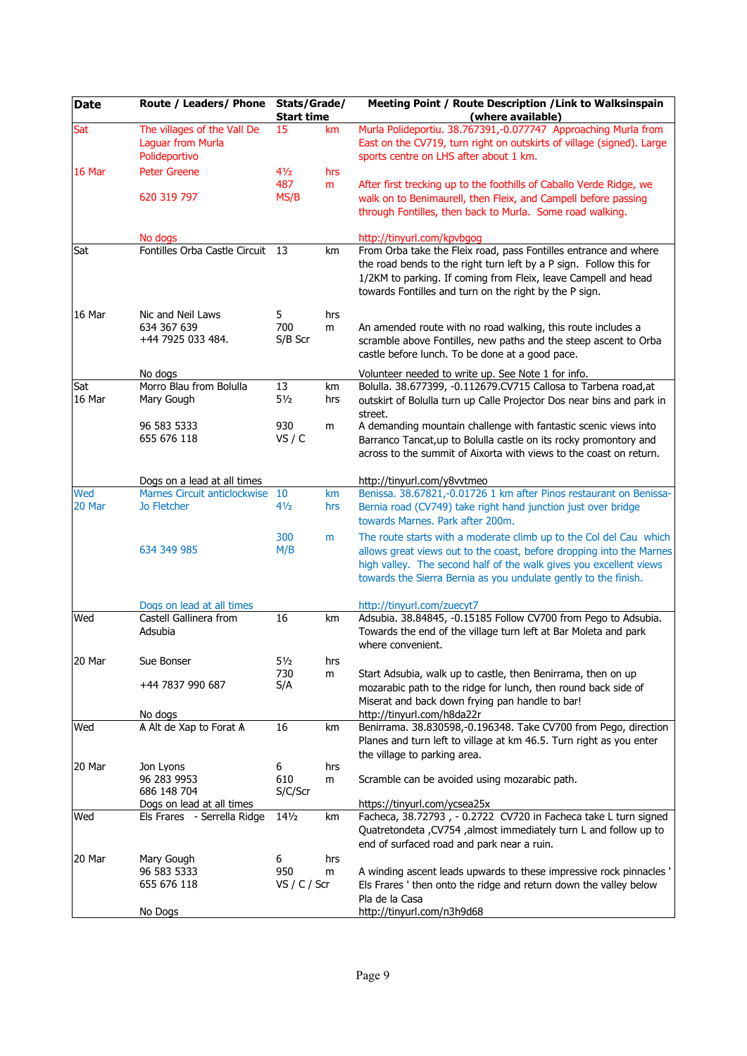| Date | Route / Leaders/ Phone | Stats/Grade/ Start time | | Meeting Point / Route Description /Link to Walksinspain (where available) |
|---|---|---|---|---|
| Sat<br><br>16 Mar | The villages of the Vall De Laguar from Murla Polidepor tivo<br><br>Peter Greene<br><br>620 319 797<br><br>No dogs | 15<br><br>4½<br>487<br>MS/B | km<br><br>hrs<br>m | Murla Polideportiu. 38.767391,-0.077747 Approaching Murla from East on the CV719, turn right on outskirts of village (signed). Large sports centre on LHS after about 1 km.<br><br>After first trecking up to the foothills of Caballo Verde Ridge, we walk on to Benimaurell, then Fleix, and Campell before passing through Fontilles, then back to Murla. Some road walking.<br><br>http://tinyurl.com/kpvbgog |
| Sat<br><br>16 Mar | Fontilles Orba Castle Circuit<br><br>Nic and Neil Laws<br>634 367 639<br>+44 7925 033 484.<br><br>No dogs | 13<br><br>5<br>700<br>S/B Scr | km<br><br>hrs<br>m | From Orba take the Fleix road, pass Fontilles entrance and where the road bends to the right turn left by a P sign. Follow this for 1/2KM to parking. If coming from Fleix, leave Campell and head towards Fontilles and turn on the right by the P sign.<br><br>An amended route with no road walking, this route includes a scramble above Fontilles, new paths and the steep ascent to Orba castle before lunch. To be done at a good pace.<br><br>Volunteer needed to write up. See Note 1 for info. |
| Sat<br>16 Mar | Morro Blau from Bolulla<br>Mary Gough<br><br>96 583 5333<br>655 676 118<br><br>Dogs on a lead at all times | 13<br>5½<br><br>930<br>VS / C | km<br>hrs<br><br>m | Bolulla. 38.677399, -0.112679.CV715 Callosa to Tarbena road,at outskirt of Bolulla turn up Calle Projector Dos near bins and park in street.<br>A demanding mountain challenge with fantastic scenic views into Barranco Tancat,up to Bolulla castle on its rocky promontory and across to the summit of Aixorta with views to the coast on return.<br><br>http://tinyurl.com/y8vvtmeo |
| Wed<br>20 Mar | Marnes Circuit anticlockwise<br>Jo Fletcher<br><br>634 349 985<br><br>Dogs on lead at all times | 10<br>4½<br><br>300<br>M/B | km<br>hrs<br><br>m | Benissa. 38.67821,-0.01726 1 km after Pinos restaurant on Benissa-Bernia road (CV749) take right hand junction just over bridge towards Marnes. Park after 200m.<br><br>The route starts with a moderate climb up to the Col del Cau which allows great views out to the coast, before dropping into the Marnes high valley. The second half of the walk gives you excellent views towards the Sierra Bernia as you undulate gently to the finish.<br><br>http://tinyurl.com/zuecyt7 |
| Wed<br><br>20 Mar | Castell Gallinera from Adsubia<br><br>Sue Bonser<br><br>+44 7837 990 687<br><br>No dogs | 16<br><br>5½<br>730<br>S/A | km<br><br>hrs<br>m | Adsubia. 38.84845, -0.15185 Follow CV700 from Pego to Adsubia. Towards the end of the village turn left at Bar Moleta and park where convenient.<br><br>Start Adsubia, walk up to castle, then Benirrama, then on up mozarabic path to the ridge for lunch, then round back side of Miserat and back down frying pan handle to bar!<br>http://tinyurl.com/h8da22r |
| Wed<br><br>20 Mar | ∧ Alt de Xap to Forat ∧<br><br>Jon Lyons<br>96 283 9953<br>686 148 704<br>Dogs on lead at all times | 16<br><br>6<br>610<br>S/C/Scr | km<br><br>hrs<br>m | Benirrama. 38.830598,-0.196348. Take CV700 from Pego, direction Planes and turn left to village at km 46.5. Turn right as you enter the village to parking area.<br><br>Scramble can be avoided using mozarabic path.<br><br>https://tinyurl.com/ycsea25x |
| Wed<br><br>20 Mar | Els Frares - Serrella Ridge<br><br>Mary Gough<br>96 583 5333<br>655 676 118<br><br>No Dogs | 14½<br><br>6<br>950<br>VS / C / Scr | km<br><br>hrs<br>m | Facheca, 38.72793 , - 0.2722 CV720 in Facheca take L turn signed Quatretondeta ,CV754 ,almost immediately turn L and follow up to end of surfaced road and park near a ruin.<br><br>A winding ascent leads upwards to these impressive rock pinnacles ' Els Frares ' then onto the ridge and return down the valley below Pla de la Casa<br>http://tinyurl.com/n3h9d68 |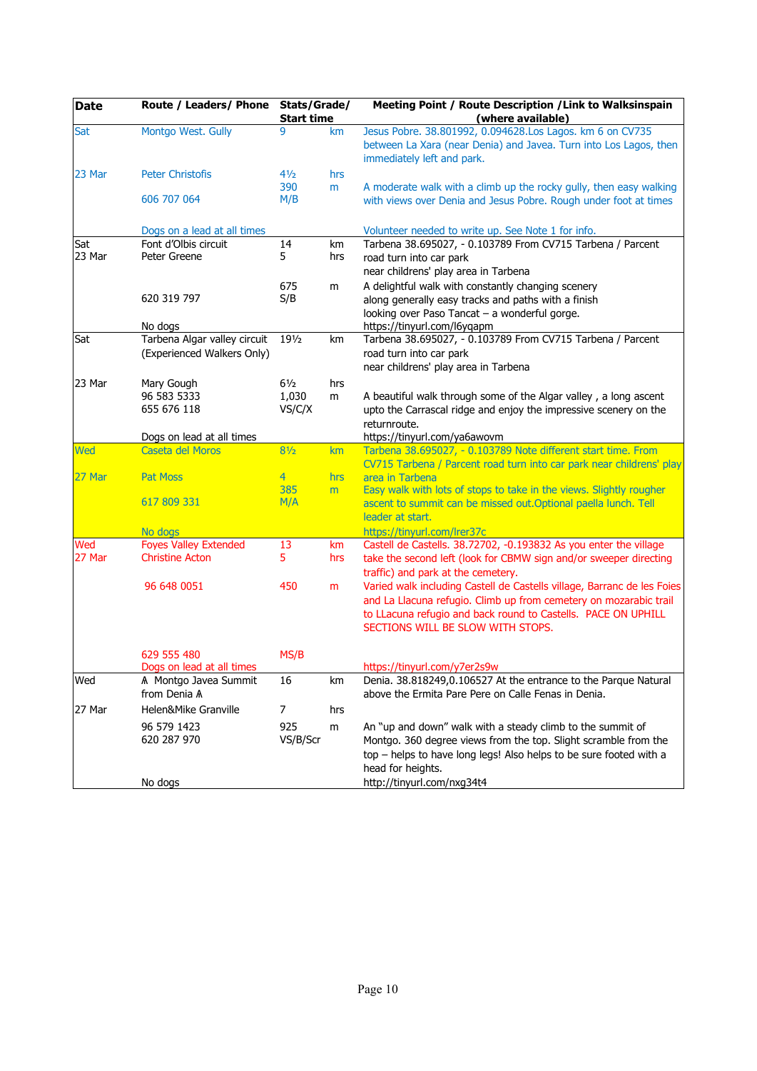| Date | Route / Leaders/ Phone | Stats/Grade/ Start time | | Meeting Point / Route Description /Link to Walksinspain (where available) |
|---|---|---|---|---|
| Sat<br><br>23 Mar | Montgo West. Gully<br><br>Peter Christofis<br><br>606 707 064<br><br>Dogs on a lead at all times | 9<br><br>4½<br>390<br>M/B | km<br><br>hrs<br>m | Jesus Pobre. 38.801992, 0.094628.Los Lagos. km 6 on CV735 between La Xara (near Denia) and Javea. Turn into Los Lagos, then immediately left and park.<br><br>A moderate walk with a climb up the rocky gully, then easy walking with views over Denia and Jesus Pobre. Rough under foot at times<br><br>Volunteer needed to write up. See Note 1 for info. |
| Sat<br>23 Mar | Font d'Olbis circuit<br>Peter Greene<br><br>620 319 797<br><br>No dogs | 14<br>5<br><br>675<br>S/B | km<br>hrs<br><br>m | Tarbena 38.695027, - 0.103789 From CV715 Tarbena / Parcent road turn into car park near childrens' play area in Tarbena<br>A delightful walk with constantly changing scenery along generally easy tracks and paths with a finish looking over Paso Tancat – a wonderful gorge.<br>https://tinyurl.com/l6yqapm |
| Sat<br><br>23 Mar | Tarbena Algar valley circuit (Experienced Walkers Only)<br><br>Mary Gough<br>96 583 5333<br>655 676 118<br><br>Dogs on lead at all times | 19½<br><br>6½<br>1,030<br>VS/C/X | km<br><br>hrs<br>m | Tarbena 38.695027, - 0.103789 From CV715 Tarbena / Parcent road turn into car park near childrens' play area in Tarbena<br><br>A beautiful walk through some of the Algar valley , a long ascent upto the Carrascal ridge and enjoy the impressive scenery on the returnroute.<br>https://tinyurl.com/ya6awovm |
| Wed<br><br>27 Mar | Caseta del Moros<br><br>Pat Moss<br><br>617 809 331<br><br>No dogs | 8½<br><br>4<br>385<br>M/A | km<br><br>hrs<br>m | Tarbena 38.695027, - 0.103789 Note different start time. From CV715 Tarbena / Parcent road turn into car park near childrens' play area in Tarbena<br>Easy walk with lots of stops to take in the views. Slightly rougher ascent to summit can be missed out.Optional paella lunch. Tell leader at start.<br>https://tinyurl.com/lrer37c |
| Wed<br>27 Mar | Foyes Valley Extended<br>Christine Acton<br><br>96 648 0051<br><br>629 555 480<br>Dogs on lead at all times | 13<br>5<br><br>450<br><br>MS/B | km<br>hrs<br><br>m | Castell de Castells. 38.72702, -0.193832 As you enter the village take the second left (look for CBMW sign and/or sweeper directing traffic) and park at the cemetery.<br>Varied walk including Castell de Castells village, Barranc de les Foies and La Llacuna refugio. Climb up from cemetery on mozarabic trail to LLacuna refugio and back round to Castells. PACE ON UPHILL SECTIONS WILL BE SLOW WITH STOPS.<br><br>https://tinyurl.com/y7er2s9w |
| Wed<br><br>27 Mar | ⩓ Montgo Javea Summit from Denia ⩓<br><br>Helen&Mike Granville<br><br>96 579 1423<br>620 287 970<br><br>No dogs | 16<br><br>7<br><br>925<br>VS/B/Scr | km<br><br>hrs<br><br>m | Denia. 38.818249,0.106527 At the entrance to the Parque Natural above the Ermita Pare Pere on Calle Fenas in Denia.<br><br>An "up and down" walk with a steady climb to the summit of Montgo. 360 degree views from the top. Slight scramble from the top – helps to have long legs! Also helps to be sure footed with a head for heights.<br>http://tinyurl.com/nxg34t4 |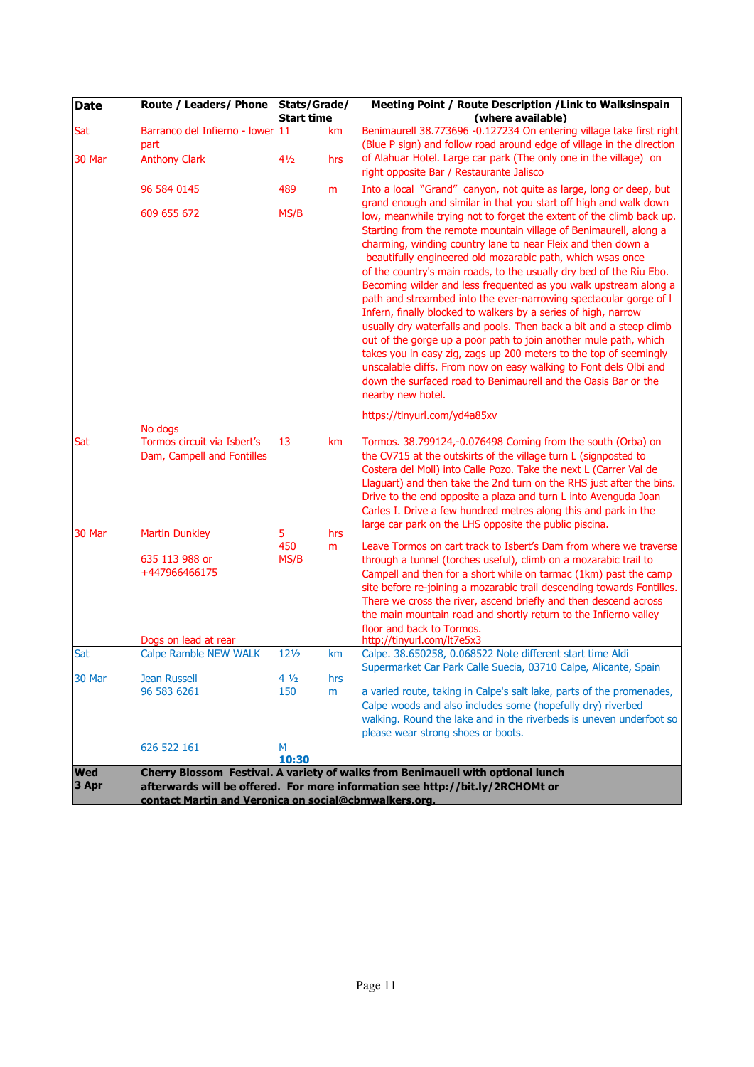| Date | Route / Leaders/ Phone | Stats/Grade/ Start time | | Meeting Point / Route Description /Link to Walksinspain (where available) |
|---|---|---|---|---|
| Sat<br><br>30 Mar | Barranco del Infierno - lower part<br>Anthony Clark<br><br>96 584 0145<br><br>609 655 672<br><br>No dogs | 11<br><br>4½<br><br>489<br><br>MS/B | km<br><br>hrs<br><br>m | Benimaurell 38.773696 -0.127234 On entering village take first right (Blue P sign) and follow road around edge of village in the direction of Alahuar Hotel. Large car park (The only one in the village) on right opposite Bar / Restaurante Jalisco<br><br>Into a local "Grand" canyon, not quite as large, long or deep, but grand enough and similar in that you start off high and walk down low, meanwhile trying not to forget the extent of the climb back up. Starting from the remote mountain village of Benimaurell, along a charming, winding country lane to near Fleix and then down a beautifully engineered old mozarabic path, which wsas once of the country's main roads, to the usually dry bed of the Riu Ebo. Becoming wilder and less frequented as you walk upstream along a path and streambed into the ever-narrowing spectacular gorge of l Infern, finally blocked to walkers by a series of high, narrow usually dry waterfalls and pools. Then back a bit and a steep climb out of the gorge up a poor path to join another mule path, which takes you in easy zig, zags up 200 meters to the top of seemingly unscalable cliffs. From now on easy walking to Font dels Olbi and down the surfaced road to Benimaurell and the Oasis Bar or the nearby new hotel.<br><br>https://tinyurl.com/yd4a85xv |
| Sat<br><br>30 Mar | Tormos circuit via Isbert's Dam, Campell and Fontilles<br><br>Martin Dunkley<br><br>635 113 988 or +447966466175<br><br>Dogs on lead at rear | 13<br><br>5<br>450<br>MS/B | km<br><br>hrs<br>m | Tormos. 38.799124,-0.076498 Coming from the south (Orba) on the CV715 at the outskirts of the village turn L (signposted to Costera del Moll) into Calle Pozo. Take the next L (Carrer Val de Llaguart) and then take the 2nd turn on the RHS just after the bins. Drive to the end opposite a plaza and turn L into Avenguda Joan Carles I. Drive a few hundred metres along this and park in the large car park on the LHS opposite the public piscina.<br><br>Leave Tormos on cart track to Isbert's Dam from where we traverse through a tunnel (torches useful), climb on a mozarabic trail to Campell and then for a short while on tarmac (1km) past the camp site before re-joining a mozarabic trail descending towards Fontilles. There we cross the river, ascend briefly and then descend across the main mountain road and shortly return to the Infierno valley floor and back to Tormos.<br>http://tinyurl.com/lt7e5x3 |
| Sat<br><br>30 Mar | Calpe Ramble NEW WALK<br><br>Jean Russell<br>96 583 6261<br><br>626 522 161 | 12½<br><br>4 ½<br>150<br><br>M<br>**10:30** | km<br><br>hrs<br>m | Calpe. 38.650258, 0.068522 Note different start time Aldi Supermarket Car Park Calle Suecia, 03710 Calpe, Alicante, Spain<br><br>a varied route, taking in Calpe's salt lake, parts of the promenades, Calpe woods and also includes some (hopefully dry) riverbed walking. Round the lake and in the riverbeds is uneven underfoot so please wear strong shoes or boots. |
| **Wed<br>3 Apr** | **Cherry Blossom Festival. A variety of walks from Benimauell with optional lunch afterwards will be offered. For more information see http://bit.ly/2RCHOMt or contact Martin and Veronica on social@cbmwalkers.org.** | | | |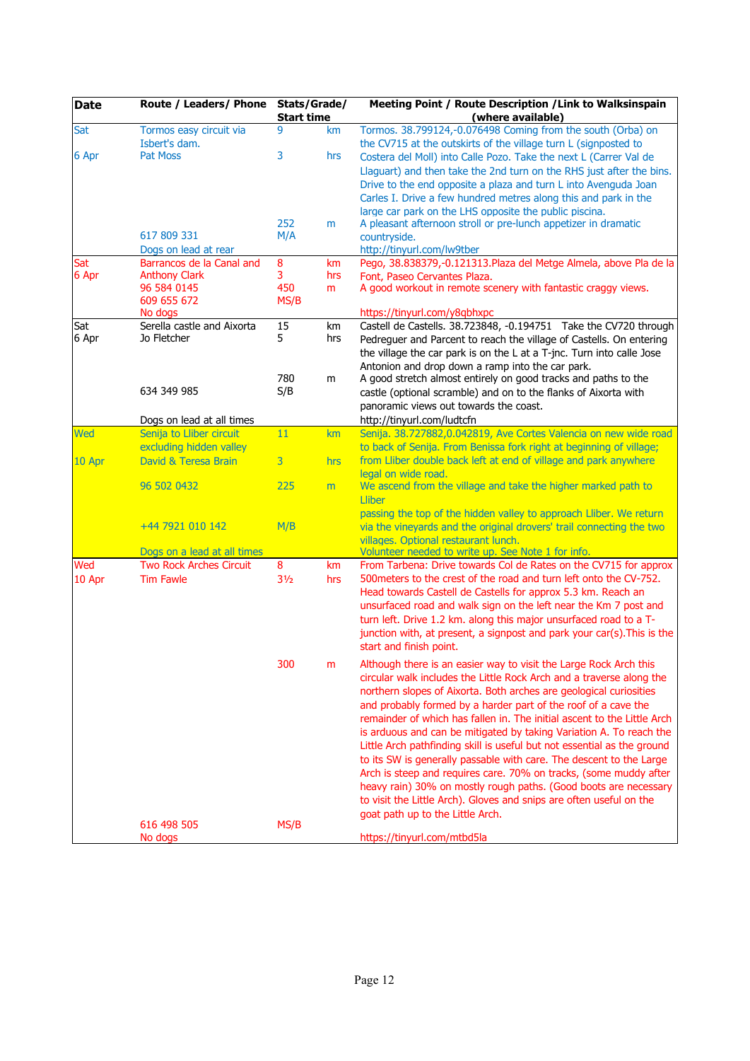| Date | Route / Leaders/ Phone | Stats/Grade/ Start time | | Meeting Point / Route Description /Link to Walksinspain (where available) |
|---|---|---|---|---|
| Sat<br>6 Apr | Tormos easy circuit via Isbert's dam.<br>Pat Moss<br>617 809 331<br>Dogs on lead at rear | 9<br>3<br>252<br>M/A | km<br>hrs<br>m | Tormos. 38.799124,-0.076498 Coming from the south (Orba) on the CV715 at the outskirts of the village turn L (signposted to Costera del Moll) into Calle Pozo. Take the next L (Carrer Val de Llaguart) and then take the 2nd turn on the RHS just after the bins. Drive to the end opposite a plaza and turn L into Avenguda Joan Carles I. Drive a few hundred metres along this and park in the large car park on the LHS opposite the public piscina.<br>A pleasant afternoon stroll or pre-lunch appetizer in dramatic countryside.<br>http://tinyurl.com/lw9tber |
| Sat<br>6 Apr | Barrancos de la Canal and<br>Anthony Clark<br>96 584 0145<br>609 655 672<br>No dogs | 8<br>3<br>450<br>MS/B | km<br>hrs<br>m | Pego, 38.838379,-0.121313.Plaza del Metge Almela, above Pla de la Font, Paseo Cervantes Plaza.<br>A good workout in remote scenery with fantastic craggy views.<br>https://tinyurl.com/y8qbhxpc |
| Sat<br>6 Apr | Serella castle and Aixorta<br>Jo Fletcher<br>634 349 985<br>Dogs on lead at all times | 15<br>5<br>780<br>S/B | km<br>hrs<br>m | Castell de Castells. 38.723848, -0.194751 Take the CV720 through Pedreguer and Parcent to reach the village of Castells. On entering the village the car park is on the L at a T-jnc. Turn into calle Jose Antonion and drop down a ramp into the car park.<br>A good stretch almost entirely on good tracks and paths to the castle (optional scramble) and on to the flanks of Aixorta with panoramic views out towards the coast.<br>http://tinyurl.com/ludtcfn |
| Wed<br>10 Apr | Senija to Lliber circuit excluding hidden valley<br>David & Teresa Brain<br>96 502 0432<br>+44 7921 010 142<br>Dogs on a lead at all times | 11<br>3<br>225<br>M/B | km<br>hrs<br>m | Senija. 38.727882,0.042819, Ave Cortes Valencia on new wide road to back of Senija. From Benissa fork right at beginning of village; from Lliber double back left at end of village and park anywhere legal on wide road.<br>We ascend from the village and take the higher marked path to Lliber<br>passing the top of the hidden valley to approach Lliber. We return via the vineyards and the original drovers' trail connecting the two villages. Optional restaurant lunch.<br>Volunteer needed to write up. See Note 1 for info. |
| Wed<br>10 Apr | Two Rock Arches Circuit<br>Tim Fawle<br>616 498 505<br>No dogs | 8<br>3½<br>300<br>MS/B | km<br>hrs<br>m | From Tarbena: Drive towards Col de Rates on the CV715 for approx 500meters to the crest of the road and turn left onto the CV-752. Head towards Castell de Castells for approx 5.3 km. Reach an unsurfaced road and walk sign on the left near the Km 7 post and turn left. Drive 1.2 km. along this major unsurfaced road to a T-junction with, at present, a signpost and park your car(s).This is the start and finish point.<br>Although there is an easier way to visit the Large Rock Arch this circular walk includes the Little Rock Arch and a traverse along the northern slopes of Aixorta. Both arches are geological curiosities and probably formed by a harder part of the roof of a cave the remainder of which has fallen in. The initial ascent to the Little Arch is arduous and can be mitigated by taking Variation A. To reach the Little Arch pathfinding skill is useful but not essential as the ground to its SW is generally passable with care. The descent to the Large Arch is steep and requires care. 70% on tracks, (some muddy after heavy rain) 30% on mostly rough paths. (Good boots are necessary to visit the Little Arch). Gloves and snips are often useful on the goat path up to the Little Arch.<br>https://tinyurl.com/mtbd5la |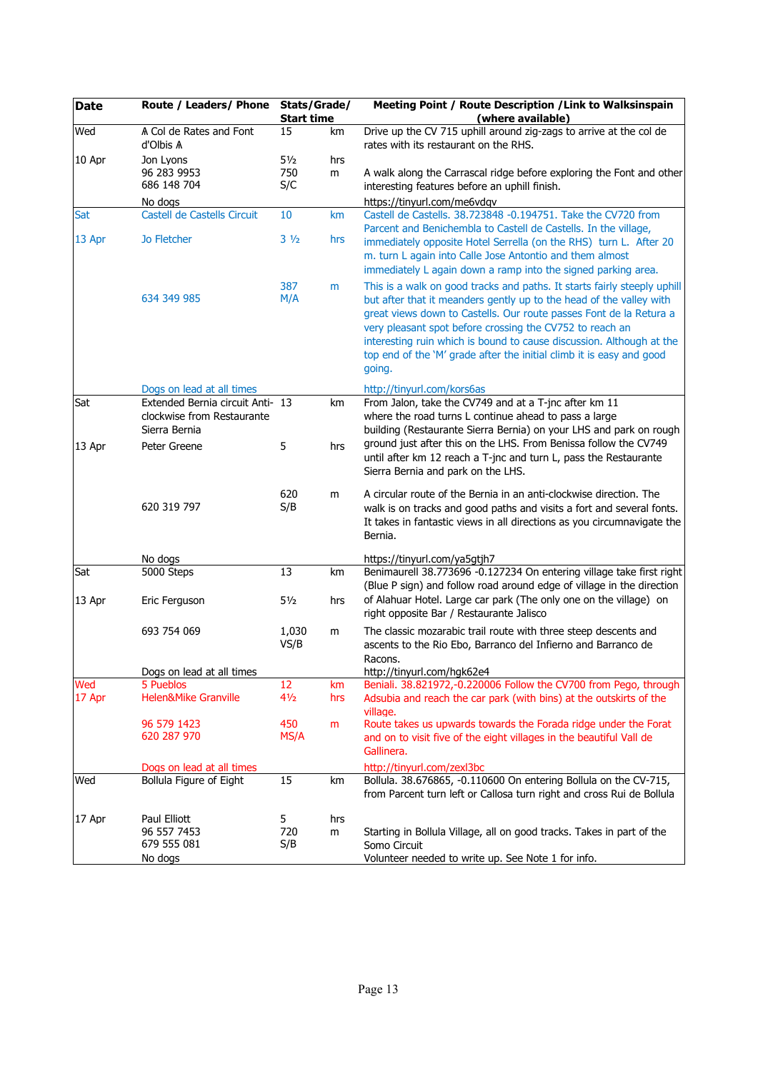| Date | Route / Leaders/ Phone | Stats/Grade/ Start time | | Meeting Point / Route Description /Link to Walksinspain (where available) |
|---|---|---|---|---|
| Wed<br><br>10 Apr | ʌ Col de Rates and Font d'Olbis ʌ<br><br>Jon Lyons<br>96 283 9953<br>686 148 704<br><br>No dogs | 15<br><br>5½<br>750<br>S/C | km<br><br>hrs<br>m | Drive up the CV 715 uphill around zig-zags to arrive at the col de rates with its restaurant on the RHS.<br><br>A walk along the Carrascal ridge before exploring the Font and other interesting features before an uphill finish.<br><br>https://tinyurl.com/me6vdqv |
| Sat<br><br>13 Apr | Castell de Castells Circuit<br><br>Jo Fletcher<br><br>634 349 985<br><br>Dogs on lead at all times | 10<br><br>3 ½<br><br>387<br>M/A | km<br><br>hrs<br><br>m | Castell de Castells. 38.723848 -0.194751. Take the CV720 from Parcent and Benichembla to Castell de Castells. In the village, immediately opposite Hotel Serrella (on the RHS) turn L. After 20 m. turn L again into Calle Jose Antontio and them almost immediately L again down a ramp into the signed parking area.<br><br>This is a walk on good tracks and paths. It starts fairly steeply uphill but after that it meanders gently up to the head of the valley with great views down to Castells. Our route passes Font de la Retura a very pleasant spot before crossing the CV752 to reach an interesting ruin which is bound to cause discussion. Although at the top end of the 'M' grade after the initial climb it is easy and good going.<br><br>http://tinyurl.com/kors6as |
| Sat<br><br>13 Apr | Extended Bernia circuit Anti-clockwise from Restaurante Sierra Bernia<br><br>Peter Greene<br><br>620 319 797<br><br>No dogs | 13<br><br>5<br><br>620<br>S/B | km<br><br>hrs<br><br>m | From Jalon, take the CV749 and at a T-jnc after km 11 where the road turns L continue ahead to pass a large building (Restaurante Sierra Bernia) on your LHS and park on rough ground just after this on the LHS. From Benissa follow the CV749 until after km 12 reach a T-jnc and turn L, pass the Restaurante Sierra Bernia and park on the LHS.<br><br>A circular route of the Bernia in an anti-clockwise direction. The walk is on tracks and good paths and visits a fort and several fonts. It takes in fantastic views in all directions as you circumnavigate the Bernia.<br><br>https://tinyurl.com/ya5gtjh7 |
| Sat<br><br>13 Apr | 5000 Steps<br><br>Eric Ferguson<br><br>693 754 069<br><br>Dogs on lead at all times | 13<br><br>5½<br><br>1,030<br>VS/B | km<br><br>hrs<br><br>m | Benimaurell 38.773696 -0.127234 On entering village take first right (Blue P sign) and follow road around edge of village in the direction of Alahuar Hotel. Large car park (The only one on the village) on right opposite Bar / Restaurante Jalisco<br><br>The classic mozarabic trail route with three steep descents and ascents to the Rio Ebo, Barranco del Infierno and Barranco de Racons.<br>http://tinyurl.com/hgk62e4 |
| Wed<br>17 Apr | 5 Pueblos<br>Helen&Mike Granville<br><br>96 579 1423<br>620 287 970<br><br>Dogs on lead at all times | 12<br>4½<br><br>450<br>MS/A | km<br>hrs<br><br>m | Beniali. 38.821972,-0.220006 Follow the CV700 from Pego, through Adsubia and reach the car park (with bins) at the outskirts of the village.<br>Route takes us upwards towards the Forada ridge under the Forat and on to visit five of the eight villages in the beautiful Vall de Gallinera.<br><br>http://tinyurl.com/zexl3bc |
| Wed<br><br>17 Apr | Bollula Figure of Eight<br><br>Paul Elliott<br>96 557 7453<br>679 555 081<br>No dogs | 15<br><br>5<br>720<br>S/B | km<br><br>hrs<br>m | Bollula. 38.676865, -0.110600 On entering Bollula on the CV-715, from Parcent turn left or Callosa turn right and cross Rui de Bollula<br><br>Starting in Bollula Village, all on good tracks. Takes in part of the Somo Circuit<br>Volunteer needed to write up. See Note 1 for info. |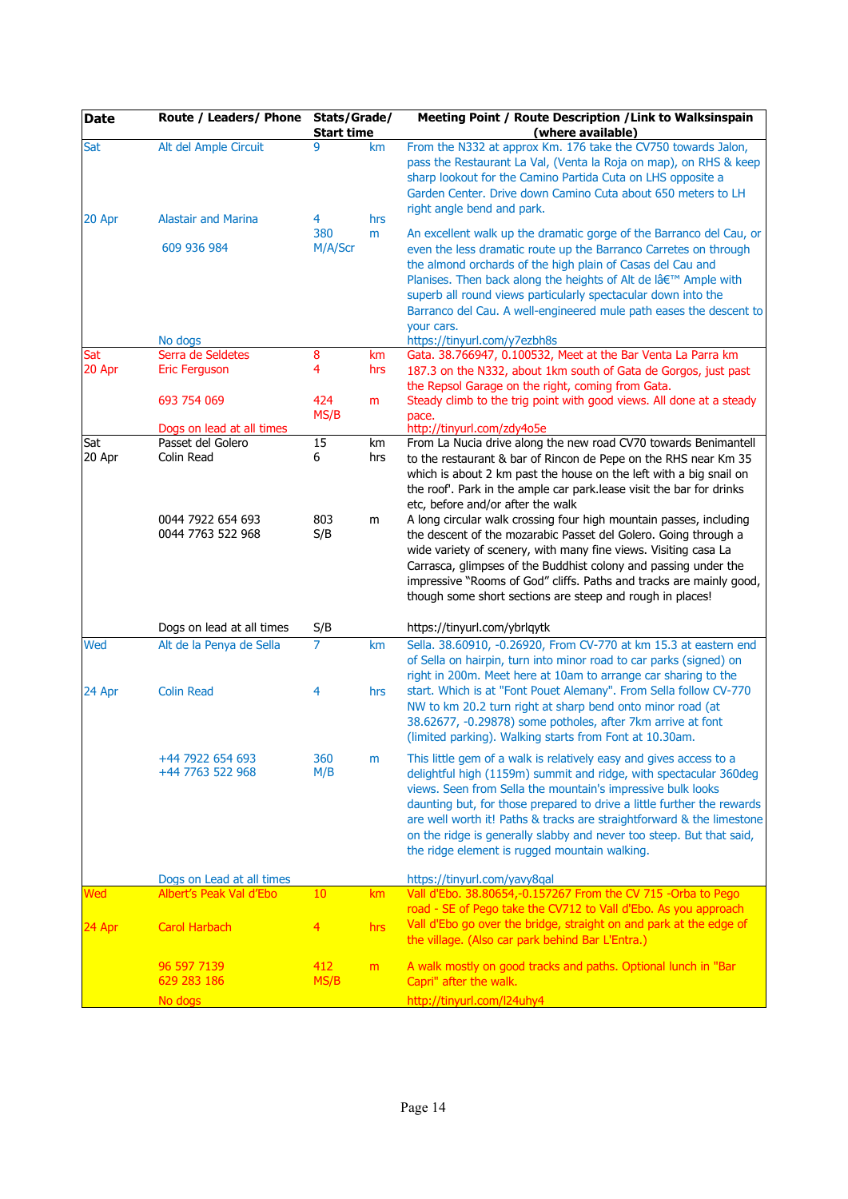| Date | Route / Leaders/ Phone | Stats/Grade/ Start time | | Meeting Point / Route Description /Link to Walksinspain (where available) |
|---|---|---|---|---|
| Sat<br><br>20 Apr | Alt del Ample Circuit<br><br>Alastair and Marina<br><br>609 936 984<br><br>No dogs | 9<br><br>4<br>380<br>M/A/Scr | km<br><br>hrs<br>m | From the N332 at approx Km. 176 take the CV750 towards Jalon, pass the Restaurant La Val, (Venta la Roja on map), on RHS & keep sharp lookout for the Camino Partida Cuta on LHS opposite a Garden Center. Drive down Camino Cuta about 650 meters to LH right angle bend and park.<br><br>An excellent walk up the dramatic gorge of the Barranco del Cau, or even the less dramatic route up the Barranco Carretes on through the almond orchards of the high plain of Casas del Cau and Planises. Then back along the heights of Alt de lâ€™ Ample with superb all round views particularly spectacular down into the Barranco del Cau. A well-engineered mule path eases the descent to your cars.<br>https://tinyurl.com/y7ezbh8s |
| Sat<br>20 Apr | Serra de Seldetes<br>Eric Ferguson<br><br>693 754 069<br><br>Dogs on lead at all times | 8<br>4<br><br>424<br>MS/B | km<br>hrs<br><br>m | Gata. 38.766947, 0.100532, Meet at the Bar Venta La Parra km 187.3 on the N332, about 1km south of Gata de Gorgos, just past the Repsol Garage on the right, coming from Gata.<br>Steady climb to the trig point with good views. All done at a steady pace.<br>http://tinyurl.com/zdy4o5e |
| Sat<br>20 Apr | Passet del Golero<br>Colin Read<br><br>0044 7922 654 693<br>0044 7763 522 968<br><br>Dogs on lead at all times | 15<br>6<br><br>803<br>S/B<br><br>S/B | km<br>hrs<br><br>m | From La Nucia drive along the new road CV70 towards Benimantell to the restaurant & bar of Rincon de Pepe on the RHS near Km 35 which is about 2 km past the house on the left with a big snail on the roof'. Park in the ample car park.lease visit the bar for drinks etc, before and/or after the walk<br>A long circular walk crossing four high mountain passes, including the descent of the mozarabic Passet del Golero. Going through a wide variety of scenery, with many fine views. Visiting casa La Carrasca, glimpses of the Buddhist colony and passing under the impressive "Rooms of God" cliffs. Paths and tracks are mainly good, though some short sections are steep and rough in places!<br><br>https://tinyurl.com/ybrlqytk |
| Wed<br><br>24 Apr | Alt de la Penya de Sella<br><br>Colin Read<br><br>+44 7922 654 693<br>+44 7763 522 968<br><br>Dogs on Lead at all times | 7<br><br>4<br><br>360<br>M/B | km<br><br>hrs<br><br>m | Sella. 38.60910, -0.26920, From CV-770 at km 15.3 at eastern end of Sella on hairpin, turn into minor road to car parks (signed) on right in 200m. Meet here at 10am to arrange car sharing to the start. Which is at "Font Pouet Alemany". From Sella follow CV-770 NW to km 20.2 turn right at sharp bend onto minor road (at 38.62677, -0.29878) some potholes, after 7km arrive at font (limited parking). Walking starts from Font at 10.30am.<br><br>This little gem of a walk is relatively easy and gives access to a delightful high (1159m) summit and ridge, with spectacular 360deg views. Seen from Sella the mountain's impressive bulk looks daunting but, for those prepared to drive a little further the rewards are well worth it! Paths & tracks are straightforward & the limestone on the ridge is generally slabby and never too steep. But that said, the ridge element is rugged mountain walking.<br><br>https://tinyurl.com/yavy8qal |
| Wed<br><br>24 Apr | Albert's Peak Val d'Ebo<br><br>Carol Harbach<br><br>96 597 7139<br>629 283 186<br><br>No dogs | 10<br><br>4<br><br>412<br>MS/B | km<br><br>hrs<br><br>m | Vall d'Ebo. 38.80654,-0.157267 From the CV 715 -Orba to Pego road - SE of Pego take the CV712 to Vall d'Ebo. As you approach Vall d'Ebo go over the bridge, straight on and park at the edge of the village. (Also car park behind Bar L'Entra.)<br><br>A walk mostly on good tracks and paths. Optional lunch in "Bar Capri" after the walk.<br><br>http://tinyurl.com/l24uhy4 |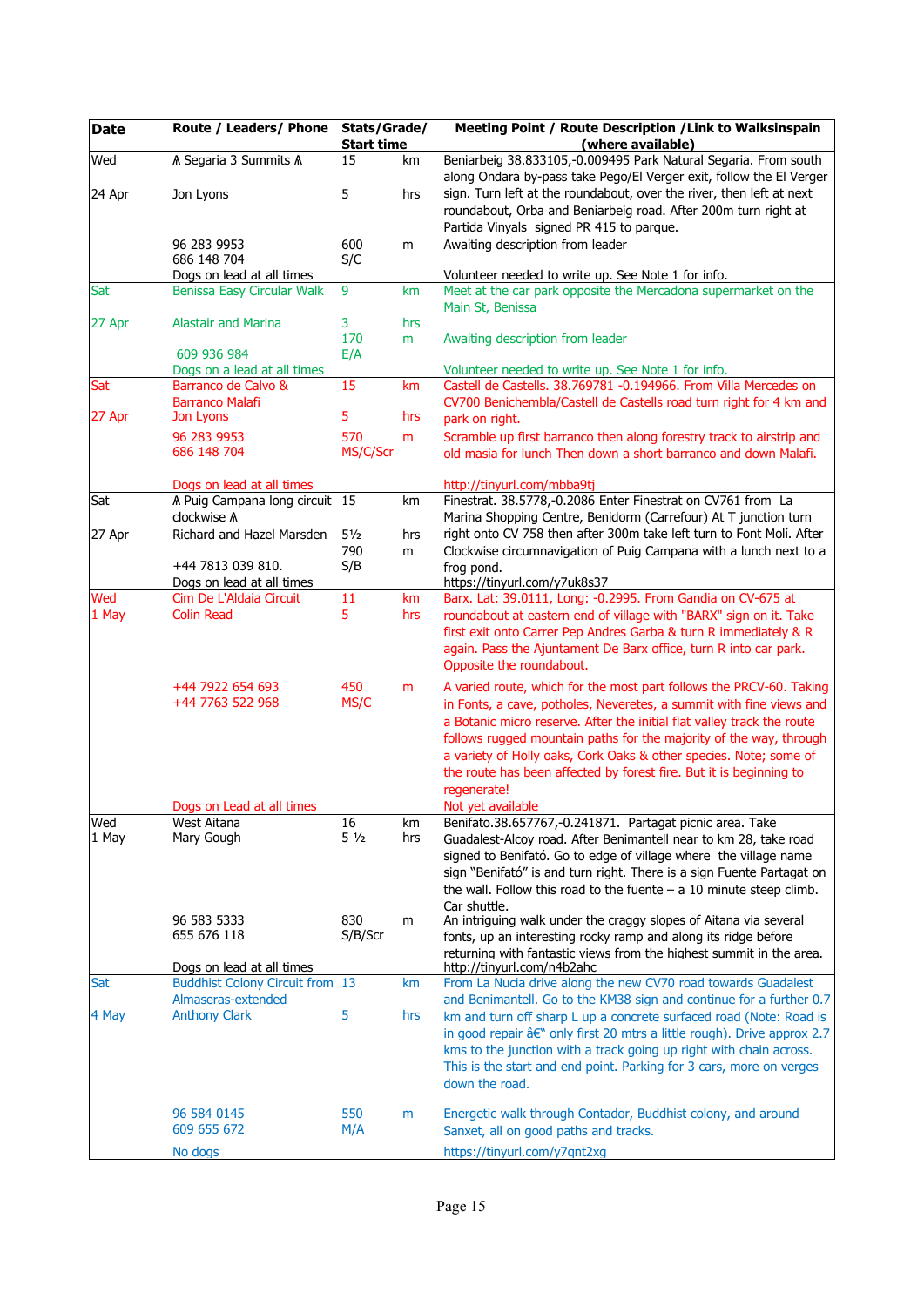| Date | Route / Leaders/ Phone | Stats/Grade/ Start time | | Meeting Point / Route Description /Link to Walksinspain (where available) |
|---|---|---|---|---|
| Wed<br><br>24 Apr | ⩚ Segaria 3 Summits ⩚<br><br>Jon Lyons<br><br>96 283 9953<br>686 148 704<br>Dogs on lead at all times | 15<br><br>5<br><br>600<br>S/C | km<br><br>hrs<br><br>m | Beniarbeig 38.833105,-0.009495 Park Natural Segaria. From south along Ondara by-pass take Pego/El Verger exit, follow the El Verger sign. Turn left at the roundabout, over the river, then left at next roundabout, Orba and Beniarbeig road. After 200m turn right at Partida Vinyals signed PR 415 to parque.<br>Awaiting description from leader<br><br>Volunteer needed to write up. See Note 1 for info. |
| Sat<br><br>27 Apr | Benissa Easy Circular Walk<br><br>Alastair and Marina<br><br>609 936 984<br>Dogs on a lead at all times | 9<br><br>3<br>170<br>E/A | km<br><br>hrs<br>m | Meet at the car park opposite the Mercadona supermarket on the Main St, Benissa<br><br>Awaiting description from leader<br><br>Volunteer needed to write up. See Note 1 for info. |
| Sat<br><br>27 Apr | Barranco de Calvo & Barranco Malafi<br>Jon Lyons<br><br>96 283 9953<br>686 148 704<br><br>Dogs on lead at all times | 15<br><br>5<br><br>570<br>MS/C/Scr | km<br><br>hrs<br><br>m | Castell de Castells. 38.769781 -0.194966. From Villa Mercedes on CV700 Benichembla/Castell de Castells road turn right for 4 km and park on right.<br>Scramble up first barranco then along forestry track to airstrip and old masia for lunch Then down a short barranco and down Malafi.<br><br>http://tinyurl.com/mbba9tj |
| Sat<br><br>27 Apr | ⩚ Puig Campana long circuit clockwise ⩚<br>Richard and Hazel Marsden<br><br>+44 7813 039 810.<br>Dogs on lead at all times | 15<br><br>5½<br>790<br>S/B | km<br><br>hrs<br>m | Finestrat. 38.5778,-0.2086 Enter Finestrat on CV761 from La Marina Shopping Centre, Benidorm (Carrefour) At T junction turn right onto CV 758 then after 300m take left turn to Font Molí. After Clockwise circumnavigation of Puig Campana with a lunch next to a frog pond.<br>https://tinyurl.com/y7uk8s37 |
| Wed<br>1 May | Cim De L'Aldaia Circuit<br>Colin Read<br><br>+44 7922 654 693<br>+44 7763 522 968<br><br>Dogs on Lead at all times | 11<br>5<br><br>450<br>MS/C | km<br>hrs<br><br>m | Barx. Lat: 39.0111, Long: -0.2995. From Gandia on CV-675 at roundabout at eastern end of village with "BARX" sign on it. Take first exit onto Carrer Pep Andres Garba & turn R immediately & R again. Pass the Ajuntament De Barx office, turn R into car park. Opposite the roundabout.<br>A varied route, which for the most part follows the PRCV-60. Taking in Fonts, a cave, potholes, Neveretes, a summit with fine views and a Botanic micro reserve. After the initial flat valley track the route follows rugged mountain paths for the majority of the way, through a variety of Holly oaks, Cork Oaks & other species. Note; some of the route has been affected by forest fire. But it is beginning to regenerate!<br>Not yet available |
| Wed<br>1 May | West Aitana<br>Mary Gough<br><br>96 583 5333<br>655 676 118<br><br>Dogs on lead at all times | 16<br>5 ½<br><br>830<br>S/B/Scr | km<br>hrs<br><br>m | Benifato.38.657767,-0.241871. Partagat picnic area. Take Guadalest-Alcoy road. After Benimantell near to km 28, take road signed to Benifató. Go to edge of village where the village name sign "Benifató" is and turn right. There is a sign Fuente Partagat on the wall. Follow this road to the fuente – a 10 minute steep climb. Car shuttle.<br>An intriguing walk under the craggy slopes of Aitana via several fonts, up an interesting rocky ramp and along its ridge before returning with fantastic views from the highest summit in the area.<br>http://tinyurl.com/n4b2ahc |
| Sat<br><br>4 May | Buddhist Colony Circuit from Almaseras-extended<br>Anthony Clark<br><br>96 584 0145<br>609 655 672<br><br>No dogs | 13<br><br>5<br><br>550<br>M/A | km<br><br>hrs<br><br>m | From La Nucia drive along the new CV70 road towards Guadalest and Benimantell. Go to the KM38 sign and continue for a further 0.7 km and turn off sharp L up a concrete surfaced road (Note: Road is in good repair â€" only first 20 mtrs a little rough). Drive approx 2.7 kms to the junction with a track going up right with chain across. This is the start and end point. Parking for 3 cars, more on verges down the road.<br>Energetic walk through Contador, Buddhist colony, and around Sanxet, all on good paths and tracks.<br><br>https://tinyurl.com/y7qnt2xg |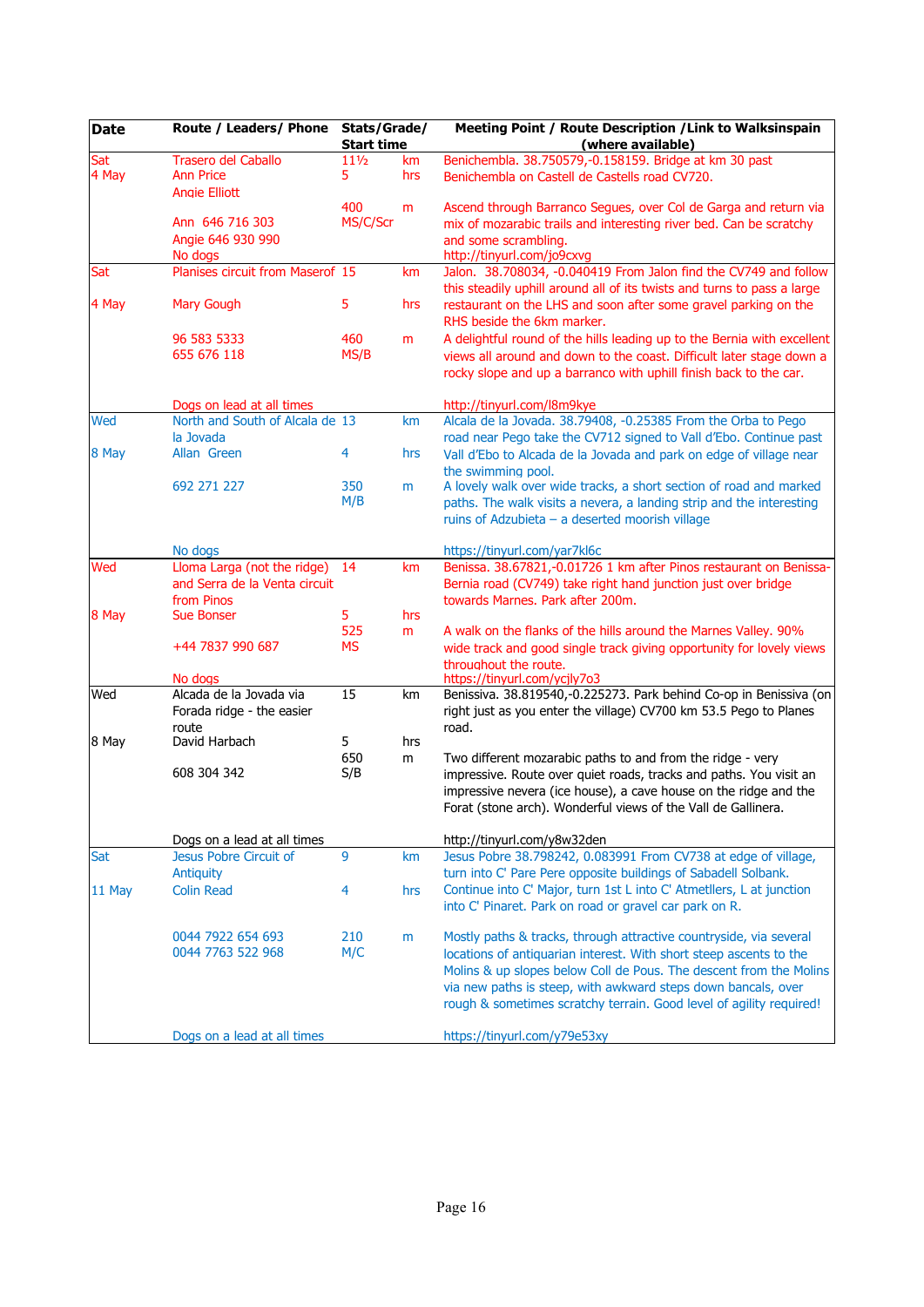| Date | Route / Leaders/ Phone | Stats/Grade/ Start time | | Meeting Point / Route Description /Link to Walksinspain (where available) |
|---|---|---|---|---|
| Sat 4 May | Trasero del Caballo<br>Ann Price<br>Angie Elliott<br><br>Ann 646 716 303<br>Angie 646 930 990<br>No dogs | 11½<br>5<br><br>400<br>MS/C/Scr | km<br>hrs<br><br>m | Benichembla. 38.750579,-0.158159. Bridge at km 30 past Benichembla on Castell de Castells road CV720.<br><br>Ascend through Barranco Segues, over Col de Garga and return via mix of mozarabic trails and interesting river bed. Can be scratchy and some scrambling.<br>http://tinyurl.com/jo9cxvg |
| Sat<br><br>4 May | Planises circuit from Maserof<br><br>Mary Gough<br><br>96 583 5333<br>655 676 118<br><br>Dogs on lead at all times | 15<br><br>5<br><br>460<br>MS/B | km<br><br>hrs<br><br>m | Jalon. 38.708034, -0.040419 From Jalon find the CV749 and follow this steadily uphill around all of its twists and turns to pass a large restaurant on the LHS and soon after some gravel parking on the RHS beside the 6km marker.<br>A delightful round of the hills leading up to the Bernia with excellent views all around and down to the coast. Difficult later stage down a rocky slope and up a barranco with uphill finish back to the car.<br><br>http://tinyurl.com/l8m9kye |
| Wed<br><br>8 May | North and South of Alcala de la Jovada<br>Allan Green<br><br>692 271 227<br><br>No dogs | 13<br><br>4<br><br>350<br>M/B | km<br><br>hrs<br><br>m | Alcala de la Jovada. 38.79408, -0.25385 From the Orba to Pego road near Pego take the CV712 signed to Vall d'Ebo. Continue past Vall d'Ebo to Alcada de la Jovada and park on edge of village near the swimming pool.<br>A lovely walk over wide tracks, a short section of road and marked paths. The walk visits a nevera, a landing strip and the interesting ruins of Adzubieta – a deserted moorish village<br><br>https://tinyurl.com/yar7kl6c |
| Wed<br><br>8 May | Lloma Larga (not the ridge) and Serra de la Venta circuit from Pinos<br>Sue Bonser<br><br>+44 7837 990 687<br><br>No dogs | 14<br><br>5<br>525<br>MS | km<br><br>hrs<br>m | Benissa. 38.67821,-0.01726 1 km after Pinos restaurant on Benissa-Bernia road (CV749) take right hand junction just over bridge towards Marnes. Park after 200m.<br><br>A walk on the flanks of the hills around the Marnes Valley. 90% wide track and good single track giving opportunity for lovely views throughout the route.<br>https://tinyurl.com/ycjly7o3 |
| Wed<br><br>8 May | Alcada de la Jovada via Forada ridge - the easier route<br>David Harbach<br><br>608 304 342<br><br>Dogs on a lead at all times | 15<br><br>5<br>650<br>S/B | km<br><br>hrs<br>m | Benissiva. 38.819540,-0.225273. Park behind Co-op in Benissiva (on right just as you enter the village) CV700 km 53.5 Pego to Planes road.<br><br>Two different mozarabic paths to and from the ridge - very impressive. Route over quiet roads, tracks and paths. You visit an impressive nevera (ice house), a cave house on the ridge and the Forat (stone arch). Wonderful views of the Vall de Gallinera.<br><br>http://tinyurl.com/y8w32den |
| Sat<br><br>11 May | Jesus Pobre Circuit of Antiquity<br>Colin Read<br><br>0044 7922 654 693<br>0044 7763 522 968<br><br>Dogs on a lead at all times | 9<br><br>4<br><br>210<br>M/C | km<br><br>hrs<br><br>m | Jesus Pobre 38.798242, 0.083991 From CV738 at edge of village, turn into C' Pare Pere opposite buildings of Sabadell Solbank. Continue into C' Major, turn 1st L into C' Atmetllers, L at junction into C' Pinaret. Park on road or gravel car park on R.<br><br>Mostly paths & tracks, through attractive countryside, via several locations of antiquarian interest. With short steep ascents to the Molins & up slopes below Coll de Pous. The descent from the Molins via new paths is steep, with awkward steps down bancals, over rough & sometimes scratchy terrain. Good level of agility required!<br><br>https://tinyurl.com/y79e53xy |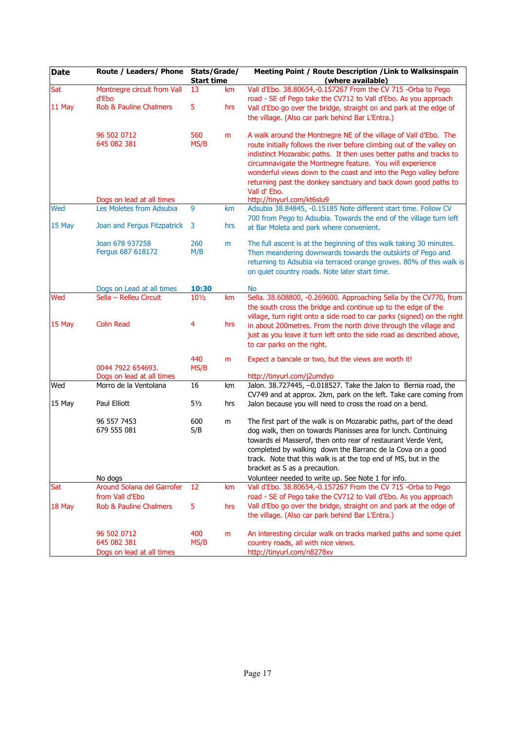| Date | Route / Leaders/ Phone | Stats/Grade/ Start time | | Meeting Point / Route Description /Link to Walksinspain (where available) |
|---|---|---|---|---|
| Sat 11 May | Montnegre circuit from Vall d'Ebo<br>Rob & Pauline Chalmers<br>96 502 0712<br>645 082 381<br>Dogs on lead at all times | 13<br>5<br>560<br>MS/B | km<br>hrs<br>m | Vall d'Ebo. 38.80654,-0.157267 From the CV 715 -Orba to Pego road - SE of Pego take the CV712 to Vall d'Ebo. As you approach Vall d'Ebo go over the bridge, straight on and park at the edge of the village. (Also car park behind Bar L'Entra.)<br>A walk around the Montnegre NE of the village of Vall d'Ebo. The route initially follows the river before climbing out of the valley on indistinct Mozarabic paths. It then uses better paths and tracks to circumnavigate the Montnegre feature. You will experience wonderful views down to the coast and into the Pego valley before returning past the donkey sanctuary and back down good paths to Vall d' Ebo.<br>http://tinyurl.com/kt6slu9 |
| Wed 15 May | Les Moletes from Adsubia<br>Joan and Fergus Fitzpatrick<br>Joan 678 937258<br>Fergus 687 618172<br>Dogs on Lead at all times | 9<br>3<br>260<br>M/B<br>**10:30** | km<br>hrs<br>m | Adsubia 38.84845, -0.15185 Note different start time. Follow CV 700 from Pego to Adsubia. Towards the end of the village turn left at Bar Moleta and park where convenient.<br>The full ascent is at the beginning of this walk taking 30 minutes. Then meandering downwards towards the outskirts of Pego and returning to Adsubia via terraced orange groves. 80% of this walk is on quiet country roads. Note later start time.<br>No |
| Wed 15 May | Sella – Relleu Circuit<br>Colin Read<br>0044 7922 654693.<br>Dogs on lead at all times | 10½<br>4<br>440<br>MS/B | km<br>hrs<br>m | Sella. 38.608800, -0.269600. Approaching Sella by the CV770, from the south cross the bridge and continue up to the edge of the village, turn right onto a side road to car parks (signed) on the right in about 200metres. From the north drive through the village and just as you leave it turn left onto the side road as described above, to car parks on the right.<br>Expect a bancale or two, but the views are worth it!<br>http://tinyurl.com/j2umdyo |
| Wed 15 May | Morro de la Ventolana<br>Paul Elliott<br>96 557 7453<br>679 555 081<br>No dogs | 16<br>5½<br>600<br>S/B | km<br>hrs<br>m | Jalon. 38.727445, −0.018527. Take the Jalon to Bernia road, the CV749 and at approx. 2km, park on the left. Take care coming from Jalon because you will need to cross the road on a bend.<br>The first part of the walk is on Mozarabic paths, part of the dead dog walk, then on towards Planisses area for lunch. Continuing towards el Masserof, then onto rear of restaurant Verde Vent, completed by walking down the Barranc de la Cova on a good track. Note that this walk is at the top end of MS, but in the bracket as S as a precaution.<br>Volunteer needed to write up. See Note 1 for info. |
| Sat 18 May | Around Solana del Garrofer from Vall d'Ebo<br>Rob & Pauline Chalmers<br>96 502 0712<br>645 082 381<br>Dogs on lead at all times | 12<br>5<br>400<br>MS/B | km<br>hrs<br>m | Vall d'Ebo. 38.80654,-0.157267 From the CV 715 -Orba to Pego road - SE of Pego take the CV712 to Vall d'Ebo. As you approach Vall d'Ebo go over the bridge, straight on and park at the edge of the village. (Also car park behind Bar L'Entra.)<br>An interesting circular walk on tracks marked paths and some quiet country roads, all with nice views.<br>http://tinyurl.com/n8278xv |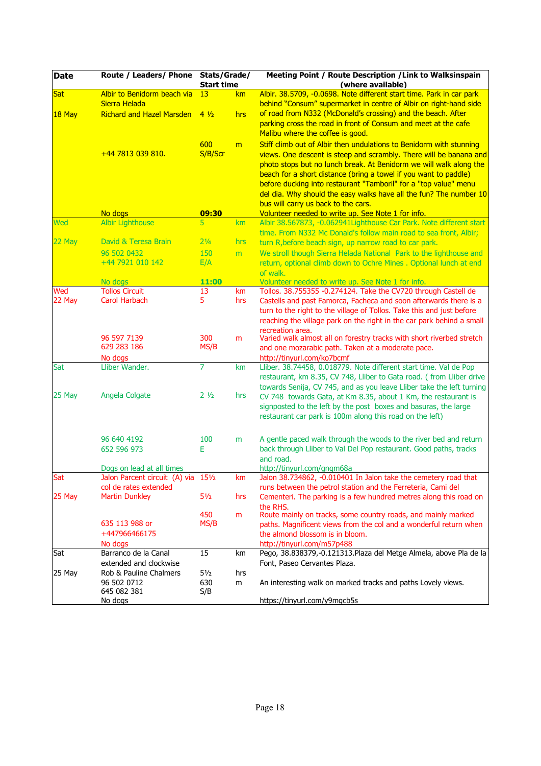| Date | Route / Leaders/ Phone | Stats/Grade/ Start time | | Meeting Point / Route Description /Link to Walksinspain (where available) |
|---|---|---|---|---|
| Sat<br><br>18 May | Albir to Benidorm beach via Sierra Helada<br>Richard and Hazel Marsden<br><br><br>+44 7813 039 810.<br><br><br><br><br><br><br>No dogs | 13<br><br>4 ½<br><br><br>600<br>S/B/Scr<br><br><br><br><br><br>**09:30** | km<br><br>hrs<br><br><br>m | Albir. 38.5709, -0.0698. Note different start time. Park in car park behind "Consum" supermarket in centre of Albir on right-hand side of road from N332 (McDonald's crossing) and the beach. After parking cross the road in front of Consum and meet at the cafe Malibu where the coffee is good.<br>Stiff climb out of Albir then undulations to Benidorm with stunning views. One descent is steep and scrambly. There will be banana and photo stops but no lunch break. At Benidorm we will walk along the beach for a short distance (bring a towel if you want to paddle) before ducking into restaurant "Tamboril" for a "top value" menu del dia. Why should the easy walks have all the fun? The number 10 bus will carry us back to the cars.<br>Volunteer needed to write up. See Note 1 for info. |
| Wed<br><br>22 May | Albir Lighthouse<br><br>David & Teresa Brain<br>96 502 0432<br>+44 7921 010 142<br><br>No dogs | 5<br><br>2¼<br>150<br>E/A<br><br>**11:00** | km<br><br>hrs<br>m | Albir 38.567873, -0.062941Lighthouse Car Park. Note different start time. From N332 Mc Donald's follow main road to sea front, Albir; turn R,before beach sign, up narrow road to car park.<br>We stroll though Sierra Helada National Park to the lighthouse and return, optional climb down to Ochre Mines . Optional lunch at end of walk.<br>Volunteer needed to write up. See Note 1 for info. |
| Wed<br>22 May | Tollos Circuit<br>Carol Harbach<br><br><br><br>96 597 7139<br>629 283 186<br>No dogs | 13<br>5<br><br><br><br>300<br>MS/B | km<br>hrs<br><br><br><br>m | Tollos. 38.755355 -0.274124. Take the CV720 through Castell de Castells and past Famorca, Facheca and soon afterwards there is a turn to the right to the village of Tollos. Take this and just before reaching the village park on the right in the car park behind a small recreation area.<br>Varied walk almost all on forestry tracks with short riverbed stretch and one mozarabic path. Taken at a moderate pace.<br>http://tinyurl.com/ko7bcmf |
| Sat<br><br><br>25 May | Lliber Wander.<br><br><br>Angela Colgate<br><br><br><br>96 640 4192<br>652 596 973<br><br>Dogs on lead at all times | 7<br><br><br>2 ½<br><br><br><br>100<br>E | km<br><br><br>hrs<br><br><br><br>m | Lliber. 38.74458, 0.018779. Note different start time. Val de Pop restaurant, km 8.35, CV 748, Lliber to Gata road. ( from Lliber drive towards Senija, CV 745, and as you leave Lliber take the left turning CV 748 towards Gata, at Km 8.35, about 1 Km, the restaurant is signposted to the left by the post boxes and basuras, the large restaurant car park is 100m along this road on the left)<br>A gentle paced walk through the woods to the river bed and return back through Lliber to Val Del Pop restaurant. Good paths, tracks and road.<br>http://tinyurl.com/gnqm68a |
| Sat<br><br>25 May | Jalon Parcent circuit (A) via col de rates extended<br>Martin Dunkley<br><br>635 113 988 or<br>+447966466175<br>No dogs | 15½<br><br>5½<br><br>450<br>MS/B | km<br><br>hrs<br><br>m | Jalon 38.734862, -0.010401 In Jalon take the cemetery road that runs between the petrol station and the Ferreteria, Cami del Cementeri. The parking is a few hundred metres along this road on the RHS.<br>Route mainly on tracks, some country roads, and mainly marked paths. Magnificent views from the col and a wonderful return when the almond blossom is in bloom.<br>http://tinyurl.com/m57p488 |
| Sat<br><br>25 May | Barranco de la Canal extended and clockwise<br>Rob & Pauline Chalmers<br>96 502 0712<br>645 082 381<br>No dogs | 15<br><br>5½<br>630<br>S/B | km<br><br>hrs<br>m | Pego, 38.838379,-0.121313.Plaza del Metge Almela, above Pla de la Font, Paseo Cervantes Plaza.<br><br>An interesting walk on marked tracks and paths Lovely views.<br><br>https://tinyurl.com/y9mgcb5s |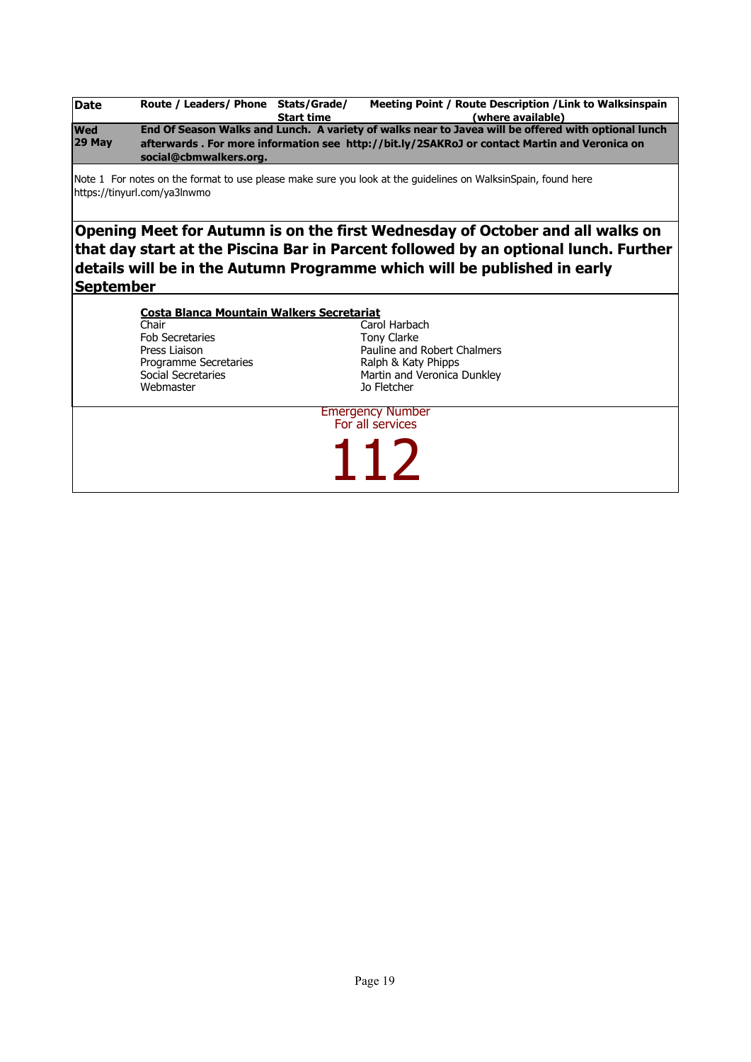| Date | Route / Leaders/ Phone | Stats/Grade/ Start time | Meeting Point / Route Description /Link to Walksinspain (where available) |
|---|---|---|---|
| **Wed 29 May** | **End Of Season Walks and Lunch. A variety of walks near to Javea will be offered with optional lunch afterwards . For more information see http://bit.ly/2SAKRoJ or contact Martin and Veronica on social@cbmwalkers.org.** | | |

Note 1 For notes on the format to use please make sure you look at the guidelines on WalksinSpain, found here https://tinyurl.com/ya3lnwmo

**Opening Meet for Autumn is on the first Wednesday of October and all walks on that day start at the Piscina Bar in Parcent followed by an optional lunch. Further details will be in the Autumn Programme which will be published in early September**

**Costa Blanca Mountain Walkers Secretariat**

| | |
|---|---|
| Chair | Carol Harbach |
| Fob Secretaries | Tony Clarke |
| Press Liaison | Pauline and Robert Chalmers |
| Programme Secretaries | Ralph & Katy Phipps |
| Social Secretaries | Martin and Veronica Dunkley |
| Webmaster | Jo Fletcher |

Emergency Number
For all services

# 112